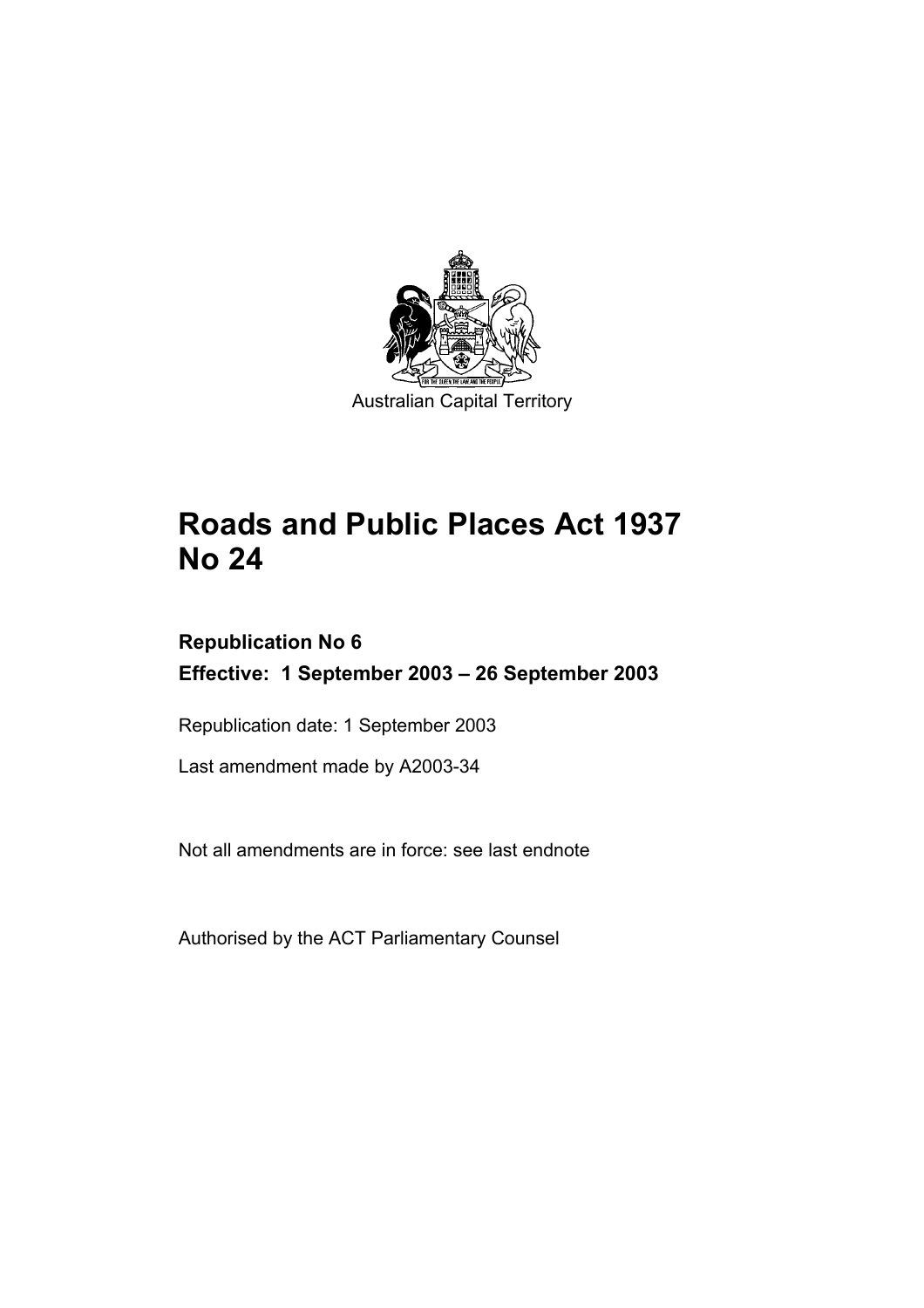Australian Capital Territory

# Roads and Public Places Act 1937 No 24

**Republication No 6**

**Effective: 1 September 2003 – 26 September 2003**

Republication date: 1 September 2003

Last amendment made by A2003-34

Not all amendments are in force: see last endnote

Authorised by the ACT Parliamentary Counsel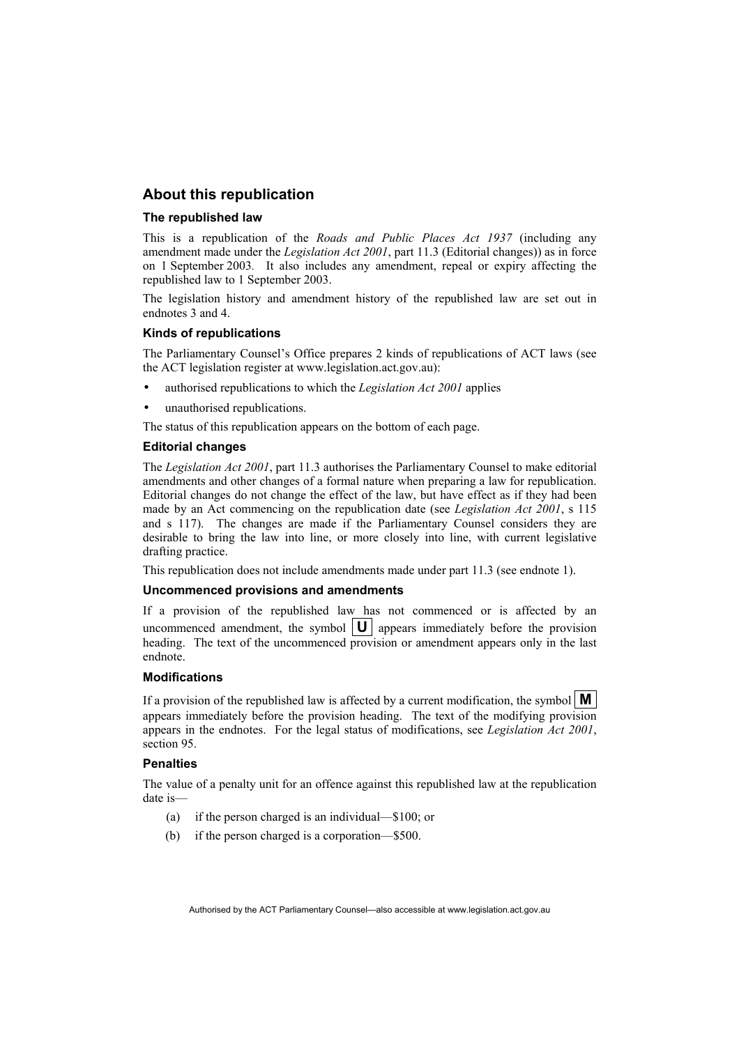## About this republication

### The republished law

This is a republication of the *Roads and Public Places Act 1937* (including any amendment made under the *Legislation Act 2001*, part 11.3 (Editorial changes)) as in force on 1 September 2003*.* It also includes any amendment, repeal or expiry affecting the republished law to 1 September 2003.

The legislation history and amendment history of the republished law are set out in endnotes 3 and 4.

### Kinds of republications

The Parliamentary Counsel's Office prepares 2 kinds of republications of ACT laws (see the ACT legislation register at www.legislation.act.gov.au):

- authorised republications to which the *Legislation Act 2001* applies
- unauthorised republications.

The status of this republication appears on the bottom of each page.

### Editorial changes

The *Legislation Act 2001*, part 11.3 authorises the Parliamentary Counsel to make editorial amendments and other changes of a formal nature when preparing a law for republication. Editorial changes do not change the effect of the law, but have effect as if they had been made by an Act commencing on the republication date (see *Legislation Act 2001*, s 115 and s 117). The changes are made if the Parliamentary Counsel considers they are desirable to bring the law into line, or more closely into line, with current legislative drafting practice.

This republication does not include amendments made under part 11.3 (see endnote 1).

### Uncommenced provisions and amendments

If a provision of the republished law has not commenced or is affected by an uncommenced amendment, the symbol **U** appears immediately before the provision heading. The text of the uncommenced provision or amendment appears only in the last endnote.

### Modifications

If a provision of the republished law is affected by a current modification, the symbol **M** appears immediately before the provision heading. The text of the modifying provision appears in the endnotes. For the legal status of modifications, see *Legislation Act 2001*, section 95.

### Penalties

The value of a penalty unit for an offence against this republished law at the republication date is—

(a) if the person charged is an individual—$100; or

(b) if the person charged is a corporation—$500.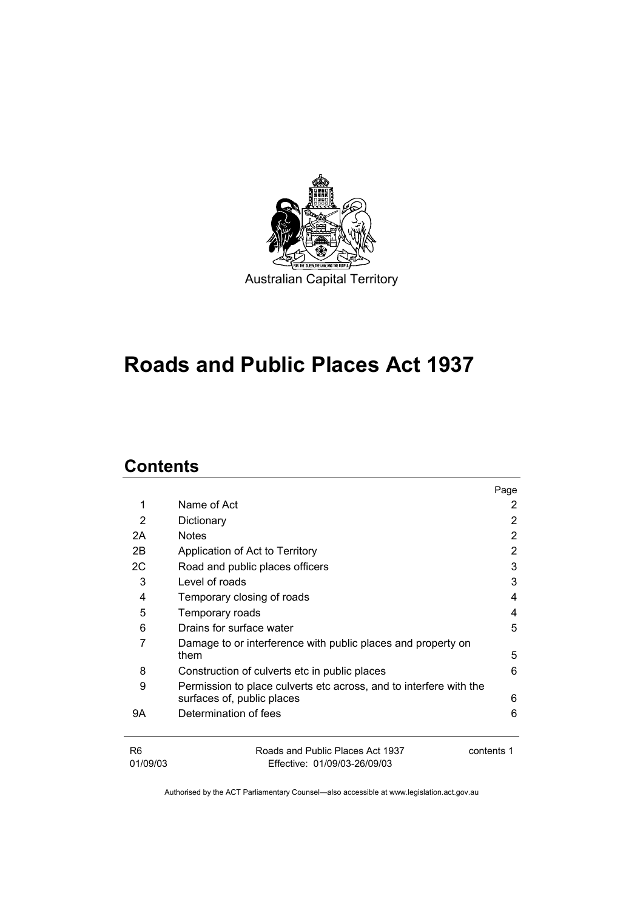Australian Capital Territory

# Roads and Public Places Act 1937

## Contents

| | | Page |
|---|---|---|
| 1 | Name of Act | 2 |
| 2 | Dictionary | 2 |
| 2A | Notes | 2 |
| 2B | Application of Act to Territory | 2 |
| 2C | Road and public places officers | 3 |
| 3 | Level of roads | 3 |
| 4 | Temporary closing of roads | 4 |
| 5 | Temporary roads | 4 |
| 6 | Drains for surface water | 5 |
| 7 | Damage to or interference with public places and property on them | 5 |
| 8 | Construction of culverts etc in public places | 6 |
| 9 | Permission to place culverts etc across, and to interfere with the surfaces of, public places | 6 |
| 9A | Determination of fees | 6 |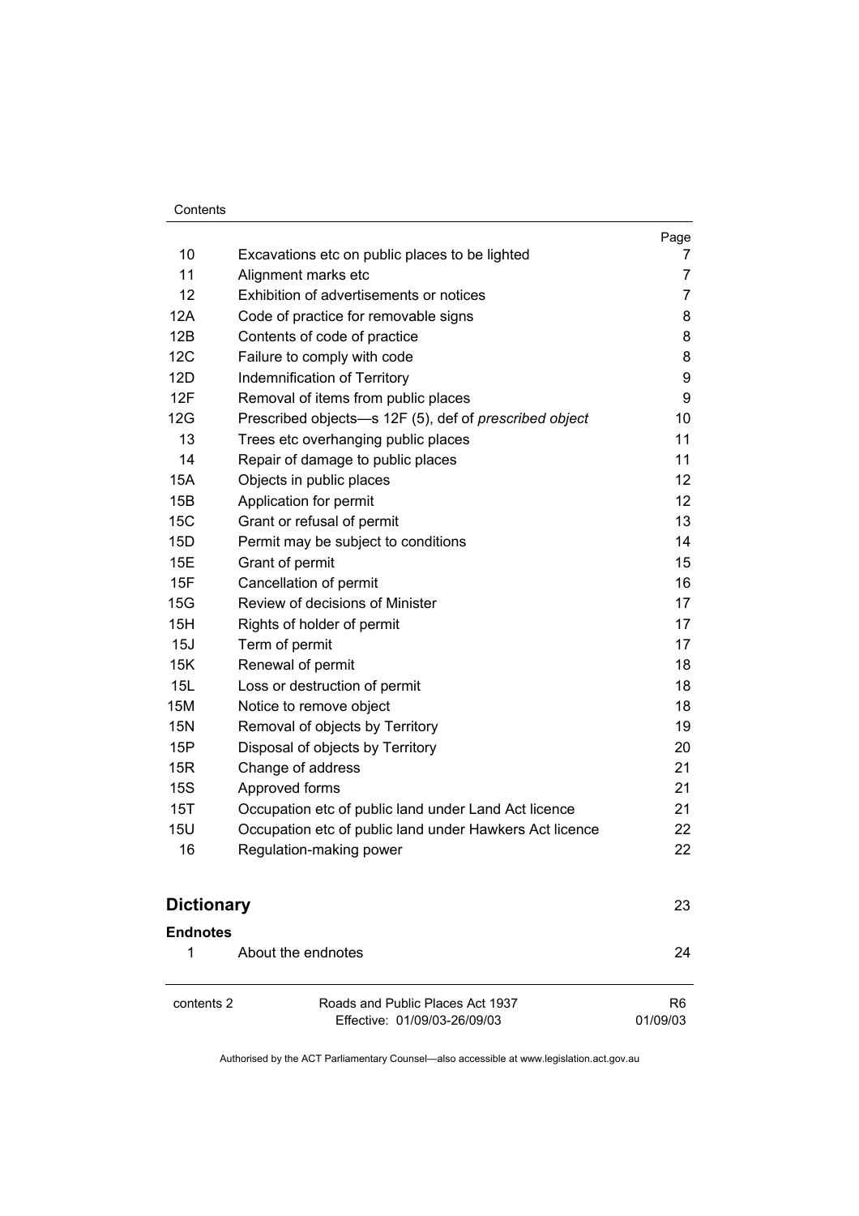| | | Page |
|---|---|---|
| 10 | Excavations etc on public places to be lighted | 7 |
| 11 | Alignment marks etc | 7 |
| 12 | Exhibition of advertisements or notices | 7 |
| 12A | Code of practice for removable signs | 8 |
| 12B | Contents of code of practice | 8 |
| 12C | Failure to comply with code | 8 |
| 12D | Indemnification of Territory | 9 |
| 12F | Removal of items from public places | 9 |
| 12G | Prescribed objects—s 12F (5), def of *prescribed object* | 10 |
| 13 | Trees etc overhanging public places | 11 |
| 14 | Repair of damage to public places | 11 |
| 15A | Objects in public places | 12 |
| 15B | Application for permit | 12 |
| 15C | Grant or refusal of permit | 13 |
| 15D | Permit may be subject to conditions | 14 |
| 15E | Grant of permit | 15 |
| 15F | Cancellation of permit | 16 |
| 15G | Review of decisions of Minister | 17 |
| 15H | Rights of holder of permit | 17 |
| 15J | Term of permit | 17 |
| 15K | Renewal of permit | 18 |
| 15L | Loss or destruction of permit | 18 |
| 15M | Notice to remove object | 18 |
| 15N | Removal of objects by Territory | 19 |
| 15P | Disposal of objects by Territory | 20 |
| 15R | Change of address | 21 |
| 15S | Approved forms | 21 |
| 15T | Occupation etc of public land under Land Act licence | 21 |
| 15U | Occupation etc of public land under Hawkers Act licence | 22 |
| 16 | Regulation-making power | 22 |

## Dictionary 23

**Endnotes**

| | | |
|---|---|---|
| 1 | About the endnotes | 24 |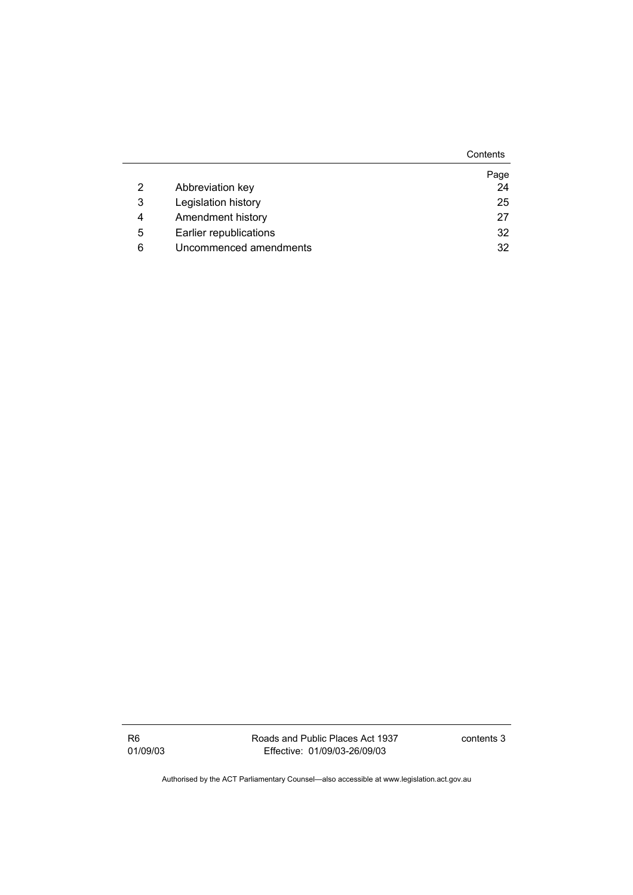| | | Page |
|---|---|---|
| 2 | Abbreviation key | 24 |
| 3 | Legislation history | 25 |
| 4 | Amendment history | 27 |
| 5 | Earlier republications | 32 |
| 6 | Uncommenced amendments | 32 |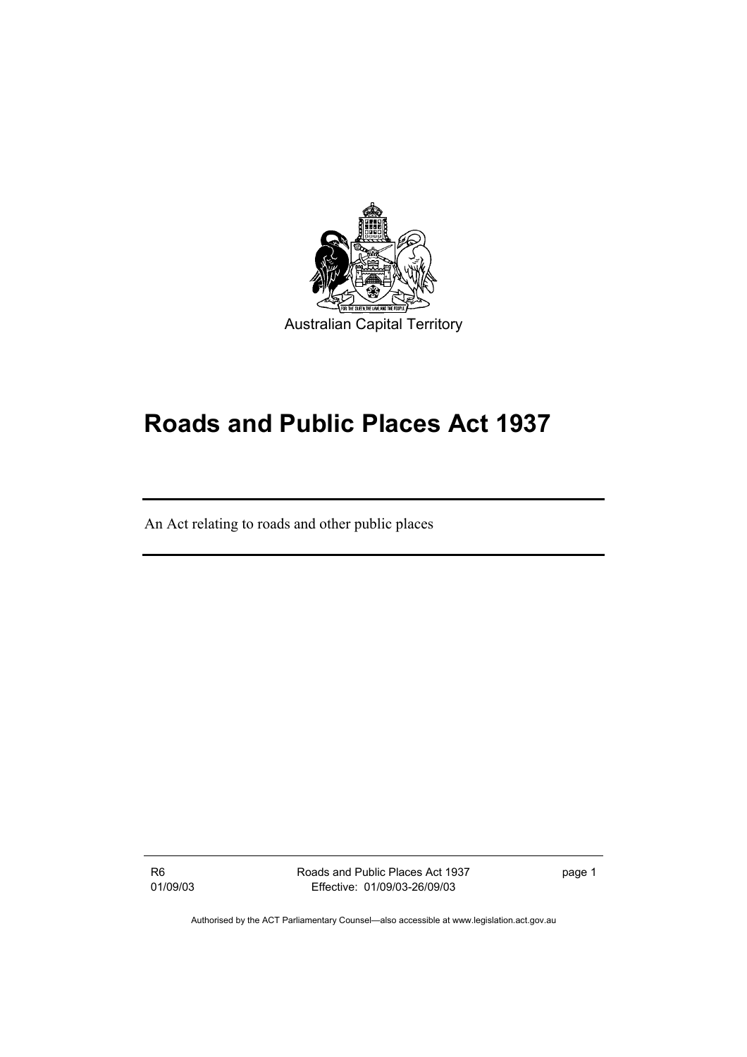Australian Capital Territory

# Roads and Public Places Act 1937

An Act relating to roads and other public places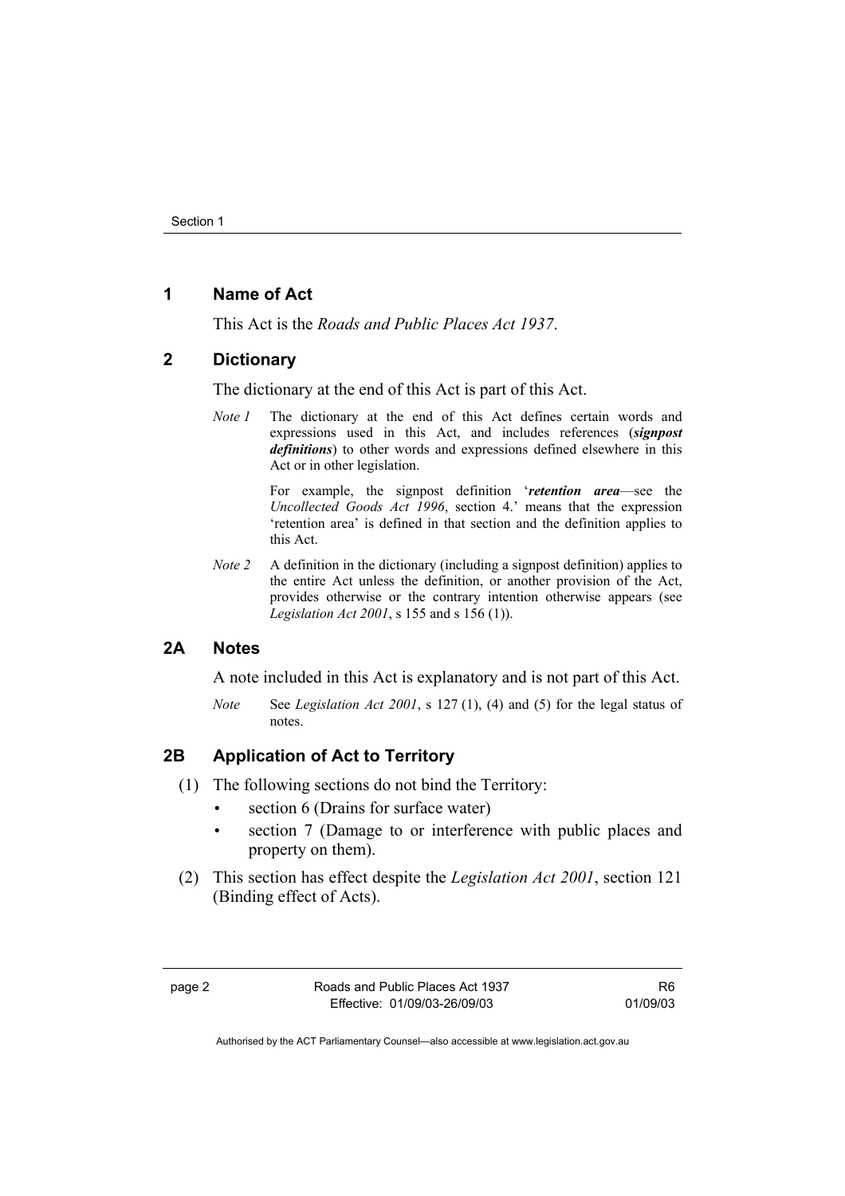## 1 Name of Act

This Act is the *Roads and Public Places Act 1937*.

## 2 Dictionary

The dictionary at the end of this Act is part of this Act.

*Note 1* The dictionary at the end of this Act defines certain words and expressions used in this Act, and includes references (***signpost definitions***) to other words and expressions defined elsewhere in this Act or in other legislation.

For example, the signpost definition '***retention area***—see the *Uncollected Goods Act 1996*, section 4.' means that the expression 'retention area' is defined in that section and the definition applies to this Act.

*Note 2* A definition in the dictionary (including a signpost definition) applies to the entire Act unless the definition, or another provision of the Act, provides otherwise or the contrary intention otherwise appears (see *Legislation Act 2001*, s 155 and s 156 (1)).

## 2A Notes

A note included in this Act is explanatory and is not part of this Act.

*Note* See *Legislation Act 2001*, s 127 (1), (4) and (5) for the legal status of notes.

## 2B Application of Act to Territory

(1) The following sections do not bind the Territory:

- section 6 (Drains for surface water)
- section 7 (Damage to or interference with public places and property on them).

(2) This section has effect despite the *Legislation Act 2001*, section 121 (Binding effect of Acts).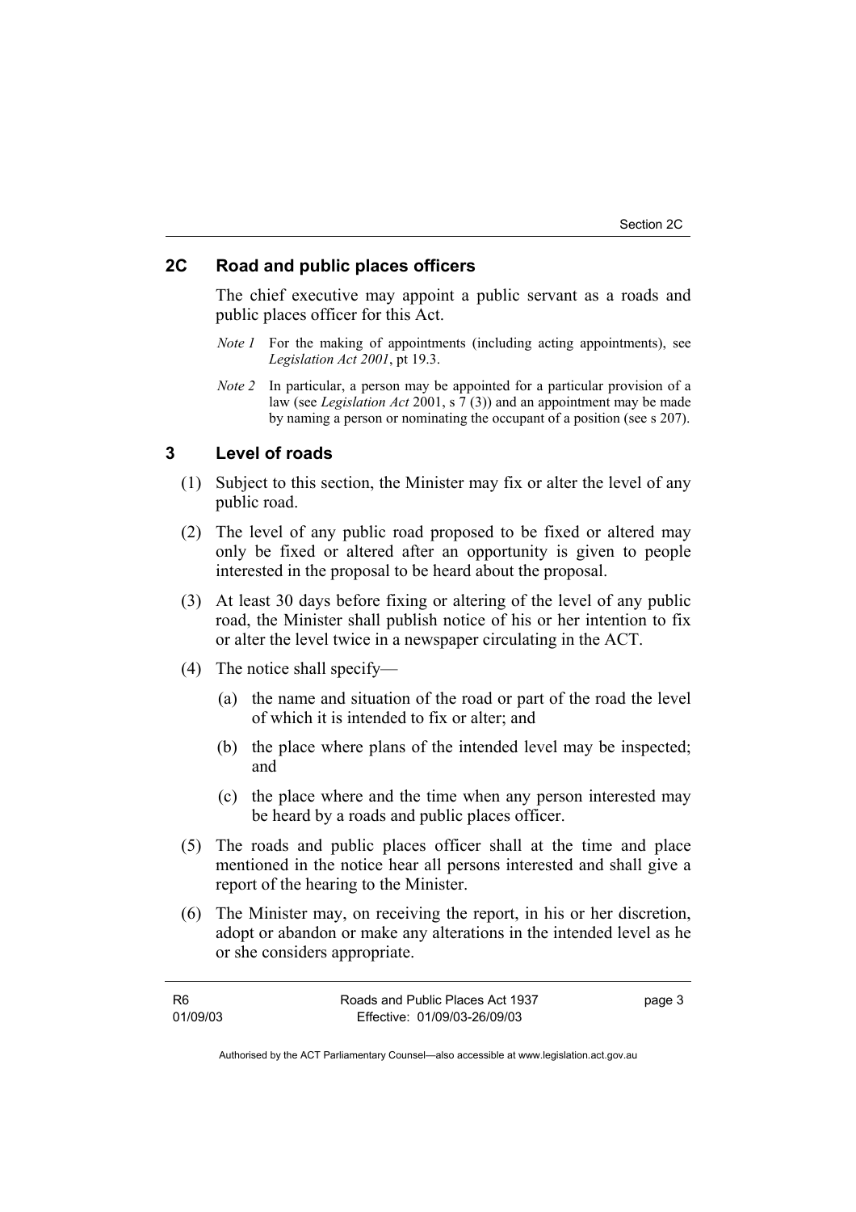## 2C Road and public places officers

The chief executive may appoint a public servant as a roads and public places officer for this Act.

*Note 1* For the making of appointments (including acting appointments), see *Legislation Act 2001*, pt 19.3.

*Note 2* In particular, a person may be appointed for a particular provision of a law (see *Legislation Act* 2001, s 7 (3)) and an appointment may be made by naming a person or nominating the occupant of a position (see s 207).

## 3 Level of roads

(1) Subject to this section, the Minister may fix or alter the level of any public road.

(2) The level of any public road proposed to be fixed or altered may only be fixed or altered after an opportunity is given to people interested in the proposal to be heard about the proposal.

(3) At least 30 days before fixing or altering of the level of any public road, the Minister shall publish notice of his or her intention to fix or alter the level twice in a newspaper circulating in the ACT.

(4) The notice shall specify—

(a) the name and situation of the road or part of the road the level of which it is intended to fix or alter; and

(b) the place where plans of the intended level may be inspected; and

(c) the place where and the time when any person interested may be heard by a roads and public places officer.

(5) The roads and public places officer shall at the time and place mentioned in the notice hear all persons interested and shall give a report of the hearing to the Minister.

(6) The Minister may, on receiving the report, in his or her discretion, adopt or abandon or make any alterations in the intended level as he or she considers appropriate.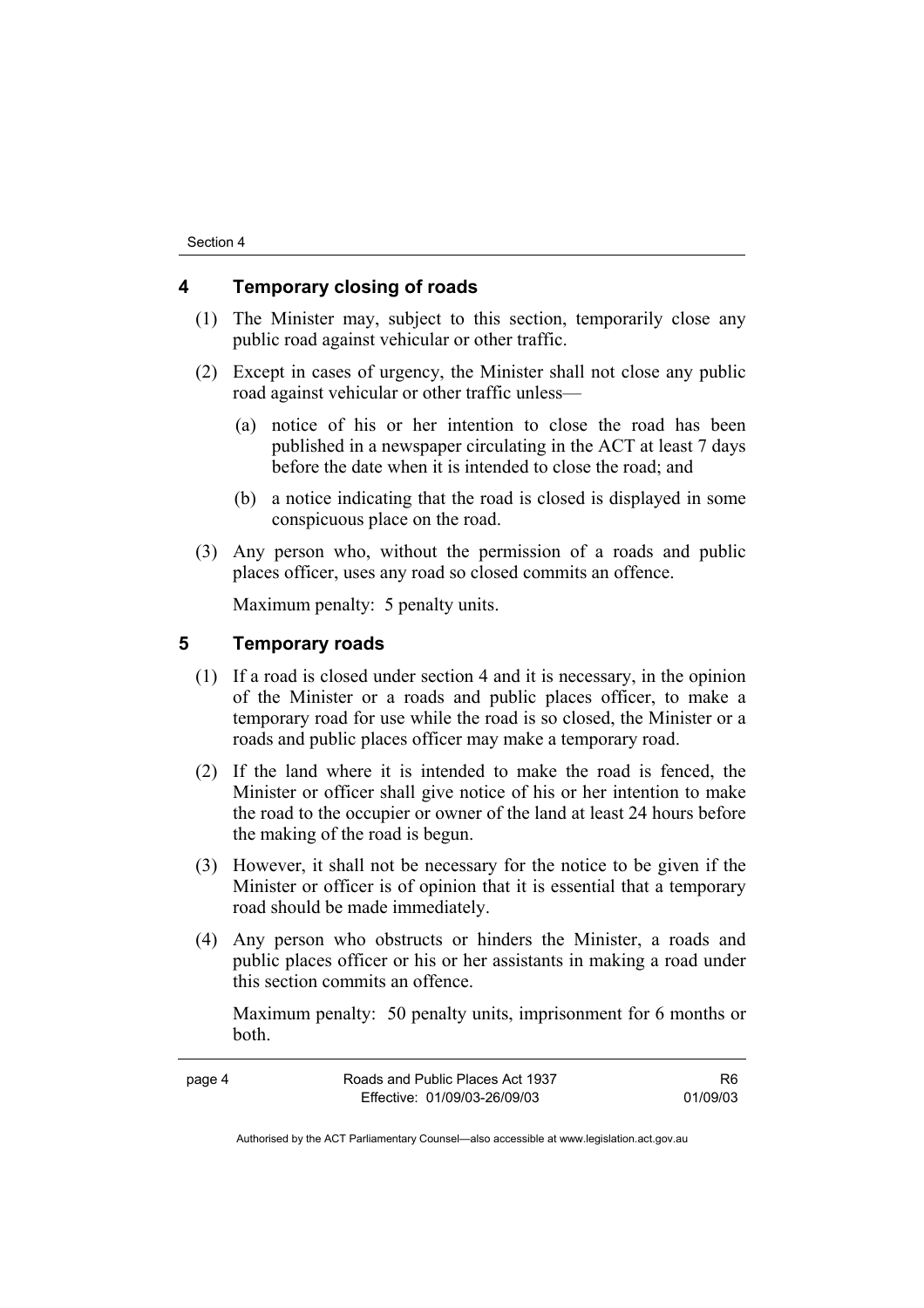## 4 Temporary closing of roads

(1) The Minister may, subject to this section, temporarily close any public road against vehicular or other traffic.

(2) Except in cases of urgency, the Minister shall not close any public road against vehicular or other traffic unless—

(a) notice of his or her intention to close the road has been published in a newspaper circulating in the ACT at least 7 days before the date when it is intended to close the road; and

(b) a notice indicating that the road is closed is displayed in some conspicuous place on the road.

(3) Any person who, without the permission of a roads and public places officer, uses any road so closed commits an offence.

Maximum penalty: 5 penalty units.

## 5 Temporary roads

(1) If a road is closed under section 4 and it is necessary, in the opinion of the Minister or a roads and public places officer, to make a temporary road for use while the road is so closed, the Minister or a roads and public places officer may make a temporary road.

(2) If the land where it is intended to make the road is fenced, the Minister or officer shall give notice of his or her intention to make the road to the occupier or owner of the land at least 24 hours before the making of the road is begun.

(3) However, it shall not be necessary for the notice to be given if the Minister or officer is of opinion that it is essential that a temporary road should be made immediately.

(4) Any person who obstructs or hinders the Minister, a roads and public places officer or his or her assistants in making a road under this section commits an offence.

Maximum penalty: 50 penalty units, imprisonment for 6 months or both.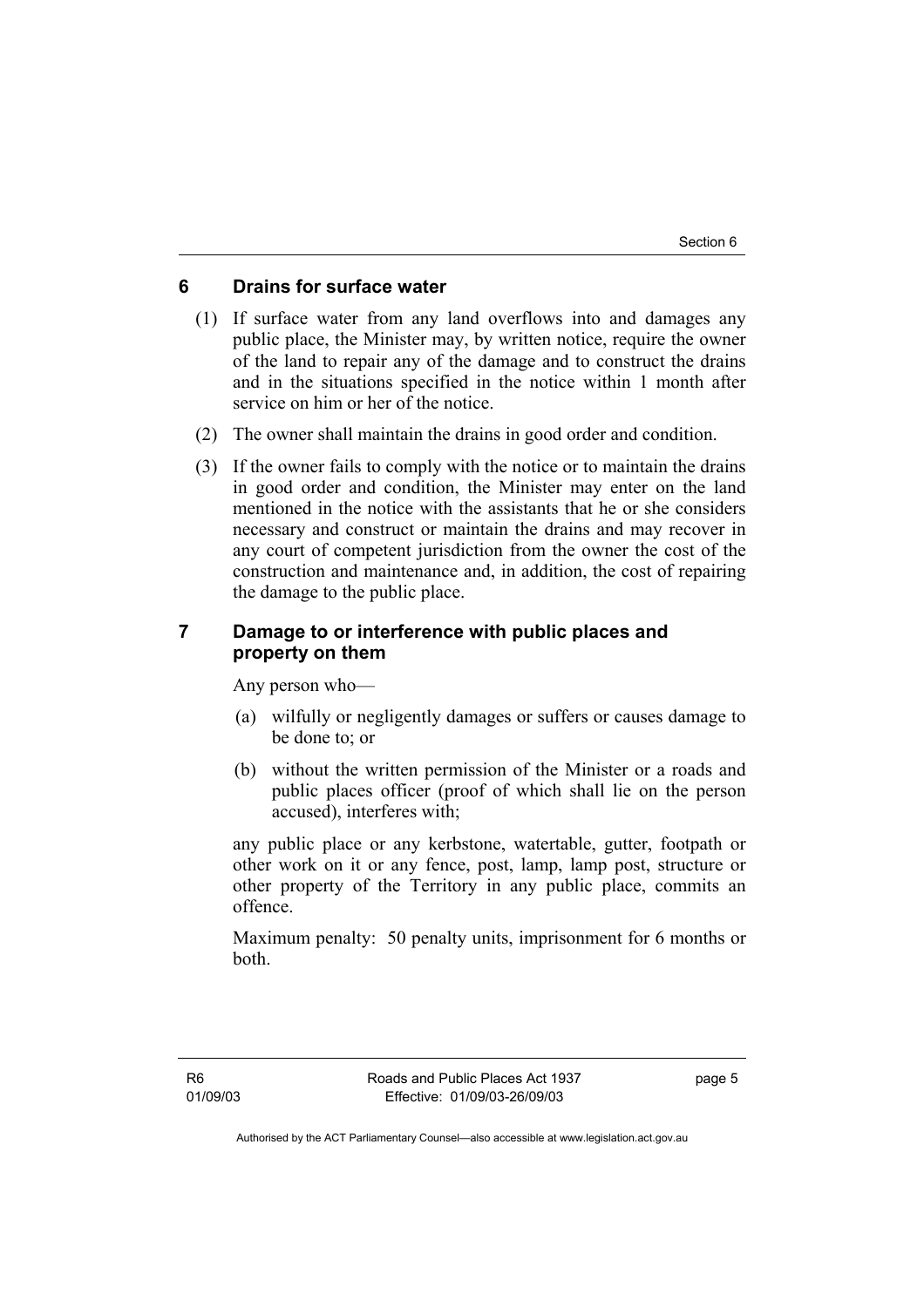## 6 Drains for surface water

(1) If surface water from any land overflows into and damages any public place, the Minister may, by written notice, require the owner of the land to repair any of the damage and to construct the drains and in the situations specified in the notice within 1 month after service on him or her of the notice.

(2) The owner shall maintain the drains in good order and condition.

(3) If the owner fails to comply with the notice or to maintain the drains in good order and condition, the Minister may enter on the land mentioned in the notice with the assistants that he or she considers necessary and construct or maintain the drains and may recover in any court of competent jurisdiction from the owner the cost of the construction and maintenance and, in addition, the cost of repairing the damage to the public place.

## 7 Damage to or interference with public places and property on them

Any person who—

(a) wilfully or negligently damages or suffers or causes damage to be done to; or

(b) without the written permission of the Minister or a roads and public places officer (proof of which shall lie on the person accused), interferes with;

any public place or any kerbstone, watertable, gutter, footpath or other work on it or any fence, post, lamp, lamp post, structure or other property of the Territory in any public place, commits an offence.

Maximum penalty: 50 penalty units, imprisonment for 6 months or both.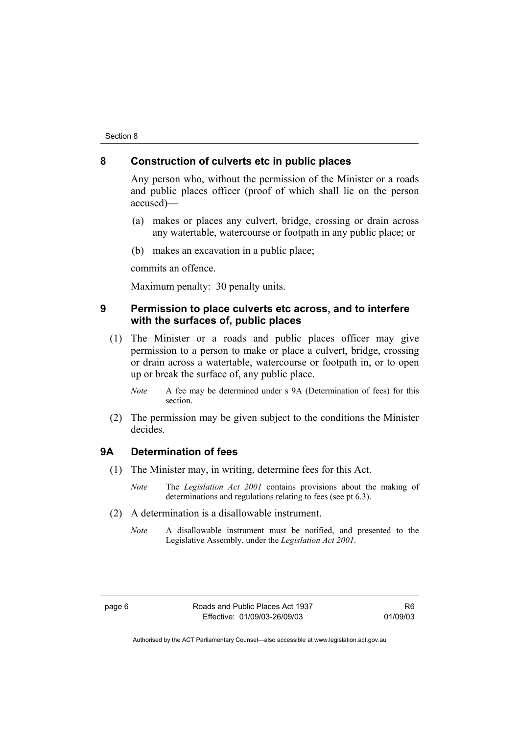## 8 Construction of culverts etc in public places

Any person who, without the permission of the Minister or a roads and public places officer (proof of which shall lie on the person accused)—

(a) makes or places any culvert, bridge, crossing or drain across any watertable, watercourse or footpath in any public place; or

(b) makes an excavation in a public place;

commits an offence.

Maximum penalty: 30 penalty units.

## 9 Permission to place culverts etc across, and to interfere with the surfaces of, public places

(1) The Minister or a roads and public places officer may give permission to a person to make or place a culvert, bridge, crossing or drain across a watertable, watercourse or footpath in, or to open up or break the surface of, any public place.

*Note* A fee may be determined under s 9A (Determination of fees) for this section.

(2) The permission may be given subject to the conditions the Minister decides.

## 9A Determination of fees

(1) The Minister may, in writing, determine fees for this Act.

*Note* The *Legislation Act 2001* contains provisions about the making of determinations and regulations relating to fees (see pt 6.3).

(2) A determination is a disallowable instrument.

*Note* A disallowable instrument must be notified, and presented to the Legislative Assembly, under the *Legislation Act 2001*.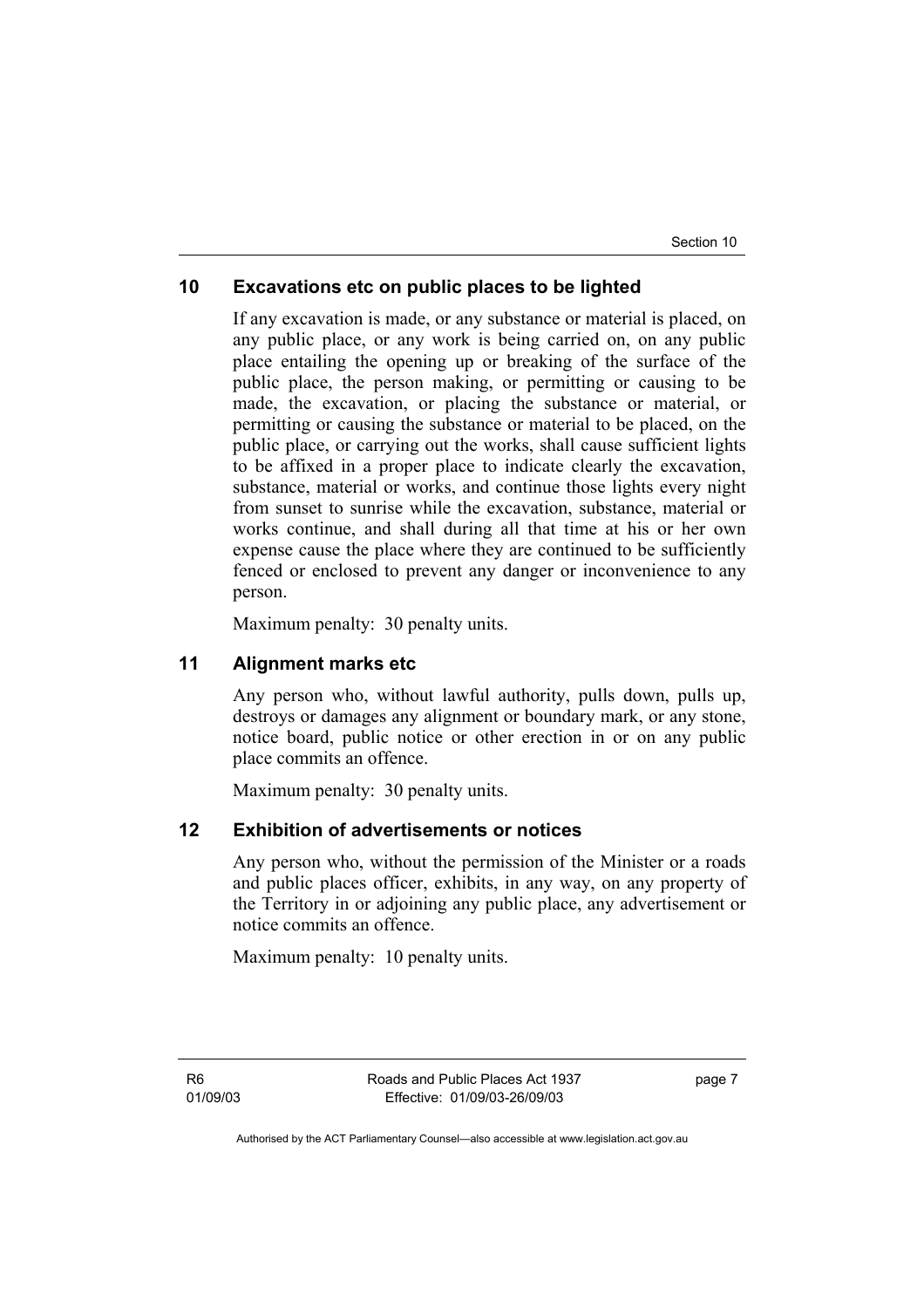## 10 Excavations etc on public places to be lighted

If any excavation is made, or any substance or material is placed, on any public place, or any work is being carried on, on any public place entailing the opening up or breaking of the surface of the public place, the person making, or permitting or causing to be made, the excavation, or placing the substance or material, or permitting or causing the substance or material to be placed, on the public place, or carrying out the works, shall cause sufficient lights to be affixed in a proper place to indicate clearly the excavation, substance, material or works, and continue those lights every night from sunset to sunrise while the excavation, substance, material or works continue, and shall during all that time at his or her own expense cause the place where they are continued to be sufficiently fenced or enclosed to prevent any danger or inconvenience to any person.

Maximum penalty: 30 penalty units.

## 11 Alignment marks etc

Any person who, without lawful authority, pulls down, pulls up, destroys or damages any alignment or boundary mark, or any stone, notice board, public notice or other erection in or on any public place commits an offence.

Maximum penalty: 30 penalty units.

## 12 Exhibition of advertisements or notices

Any person who, without the permission of the Minister or a roads and public places officer, exhibits, in any way, on any property of the Territory in or adjoining any public place, any advertisement or notice commits an offence.

Maximum penalty: 10 penalty units.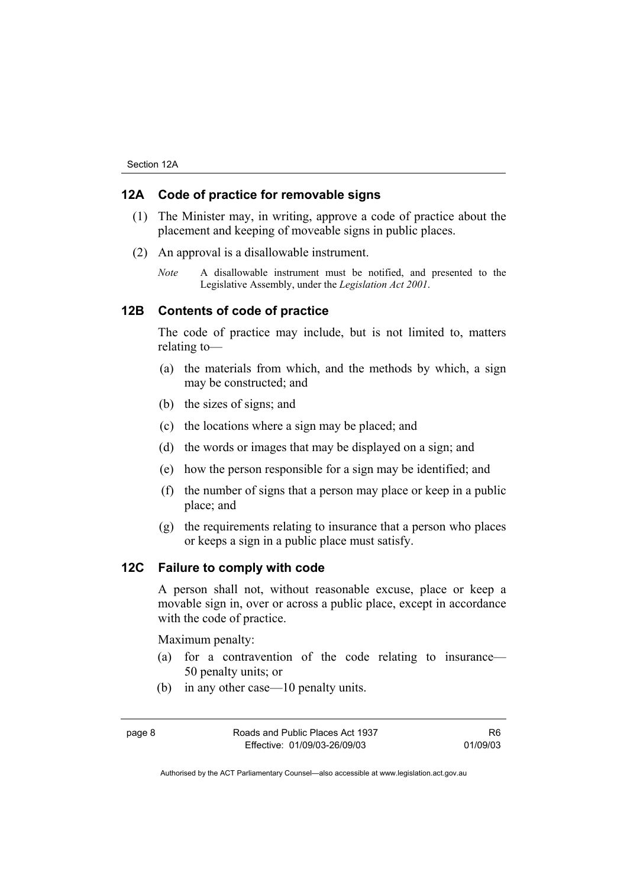## 12A Code of practice for removable signs

(1) The Minister may, in writing, approve a code of practice about the placement and keeping of moveable signs in public places.

(2) An approval is a disallowable instrument.

*Note* A disallowable instrument must be notified, and presented to the Legislative Assembly, under the *Legislation Act 2001*.

## 12B Contents of code of practice

The code of practice may include, but is not limited to, matters relating to—

(a) the materials from which, and the methods by which, a sign may be constructed; and

(b) the sizes of signs; and

(c) the locations where a sign may be placed; and

(d) the words or images that may be displayed on a sign; and

(e) how the person responsible for a sign may be identified; and

(f) the number of signs that a person may place or keep in a public place; and

(g) the requirements relating to insurance that a person who places or keeps a sign in a public place must satisfy.

## 12C Failure to comply with code

A person shall not, without reasonable excuse, place or keep a movable sign in, over or across a public place, except in accordance with the code of practice.

Maximum penalty:

(a) for a contravention of the code relating to insurance—50 penalty units; or

(b) in any other case—10 penalty units.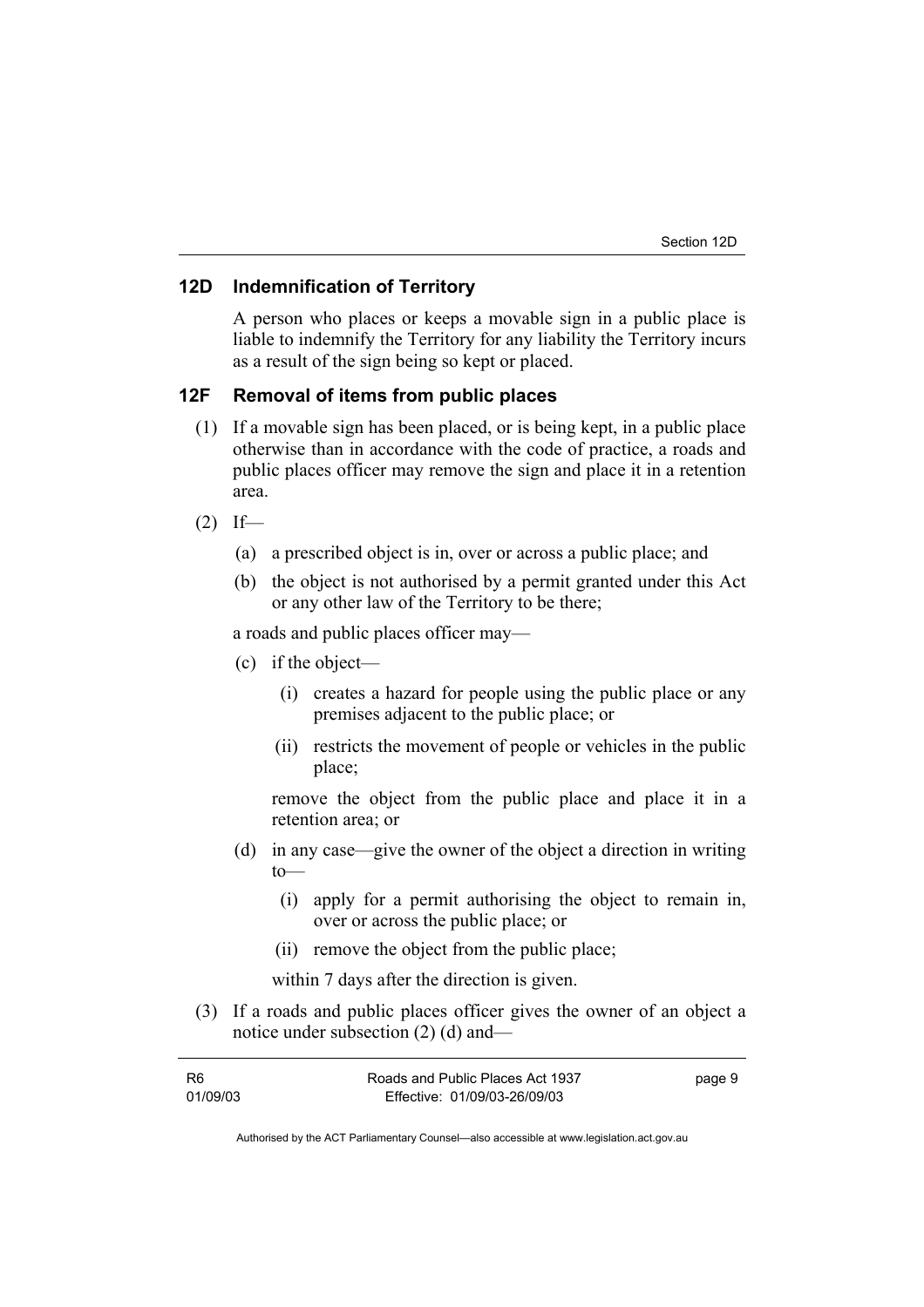## 12D Indemnification of Territory

A person who places or keeps a movable sign in a public place is liable to indemnify the Territory for any liability the Territory incurs as a result of the sign being so kept or placed.

## 12F Removal of items from public places

(1) If a movable sign has been placed, or is being kept, in a public place otherwise than in accordance with the code of practice, a roads and public places officer may remove the sign and place it in a retention area.

(2) If—

(a) a prescribed object is in, over or across a public place; and

(b) the object is not authorised by a permit granted under this Act or any other law of the Territory to be there;

a roads and public places officer may—

(c) if the object—

(i) creates a hazard for people using the public place or any premises adjacent to the public place; or

(ii) restricts the movement of people or vehicles in the public place;

remove the object from the public place and place it in a retention area; or

(d) in any case—give the owner of the object a direction in writing to—

(i) apply for a permit authorising the object to remain in, over or across the public place; or

(ii) remove the object from the public place;

within 7 days after the direction is given.

(3) If a roads and public places officer gives the owner of an object a notice under subsection (2) (d) and—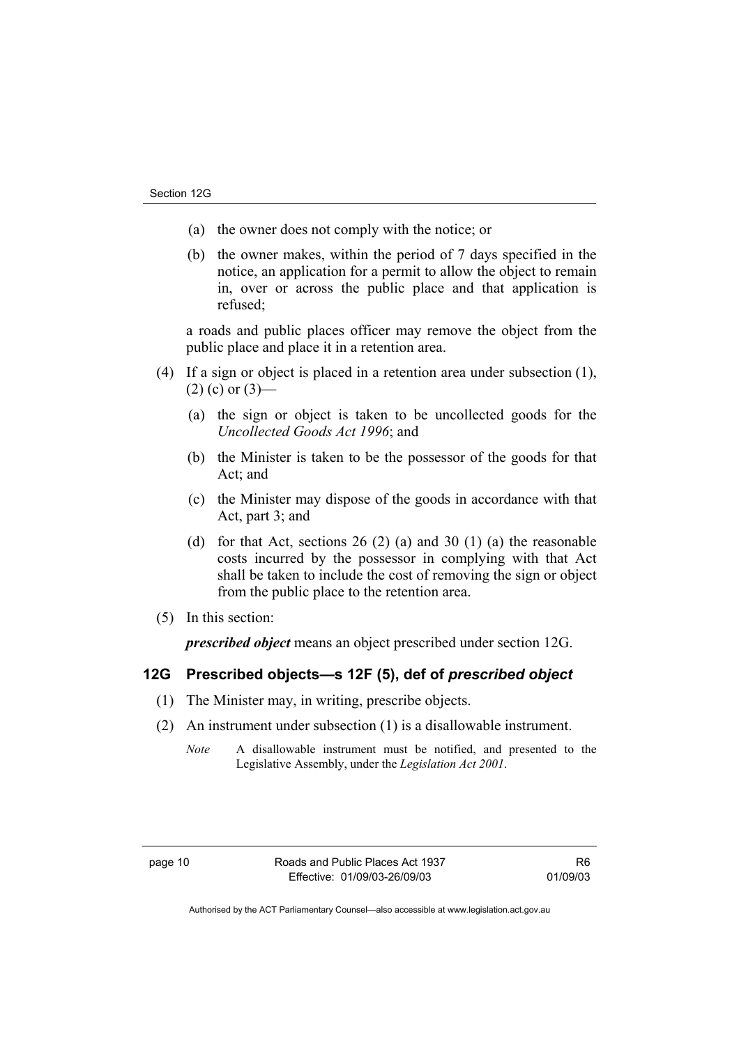(a) the owner does not comply with the notice; or

(b) the owner makes, within the period of 7 days specified in the notice, an application for a permit to allow the object to remain in, over or across the public place and that application is refused;

a roads and public places officer may remove the object from the public place and place it in a retention area.

(4) If a sign or object is placed in a retention area under subsection (1), (2) (c) or (3)—

(a) the sign or object is taken to be uncollected goods for the *Uncollected Goods Act 1996*; and

(b) the Minister is taken to be the possessor of the goods for that Act; and

(c) the Minister may dispose of the goods in accordance with that Act, part 3; and

(d) for that Act, sections 26 (2) (a) and 30 (1) (a) the reasonable costs incurred by the possessor in complying with that Act shall be taken to include the cost of removing the sign or object from the public place to the retention area.

(5) In this section:

***prescribed object*** means an object prescribed under section 12G.

## 12G Prescribed objects—s 12F (5), def of *prescribed object*

(1) The Minister may, in writing, prescribe objects.

(2) An instrument under subsection (1) is a disallowable instrument.

*Note* A disallowable instrument must be notified, and presented to the Legislative Assembly, under the *Legislation Act 2001*.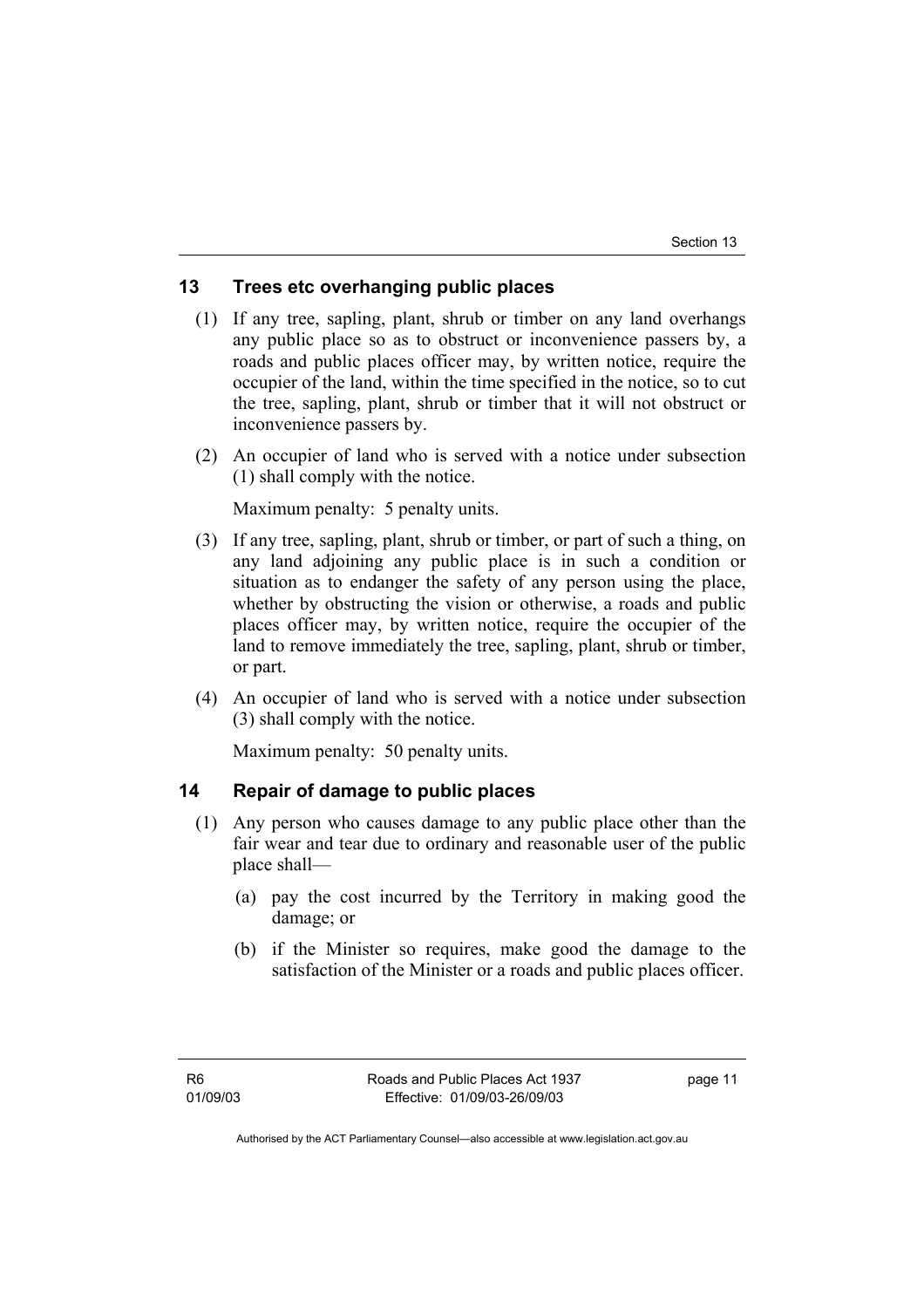## 13 Trees etc overhanging public places

(1) If any tree, sapling, plant, shrub or timber on any land overhangs any public place so as to obstruct or inconvenience passers by, a roads and public places officer may, by written notice, require the occupier of the land, within the time specified in the notice, so to cut the tree, sapling, plant, shrub or timber that it will not obstruct or inconvenience passers by.

(2) An occupier of land who is served with a notice under subsection (1) shall comply with the notice.

Maximum penalty: 5 penalty units.

(3) If any tree, sapling, plant, shrub or timber, or part of such a thing, on any land adjoining any public place is in such a condition or situation as to endanger the safety of any person using the place, whether by obstructing the vision or otherwise, a roads and public places officer may, by written notice, require the occupier of the land to remove immediately the tree, sapling, plant, shrub or timber, or part.

(4) An occupier of land who is served with a notice under subsection (3) shall comply with the notice.

Maximum penalty: 50 penalty units.

## 14 Repair of damage to public places

(1) Any person who causes damage to any public place other than the fair wear and tear due to ordinary and reasonable user of the public place shall—

(a) pay the cost incurred by the Territory in making good the damage; or

(b) if the Minister so requires, make good the damage to the satisfaction of the Minister or a roads and public places officer.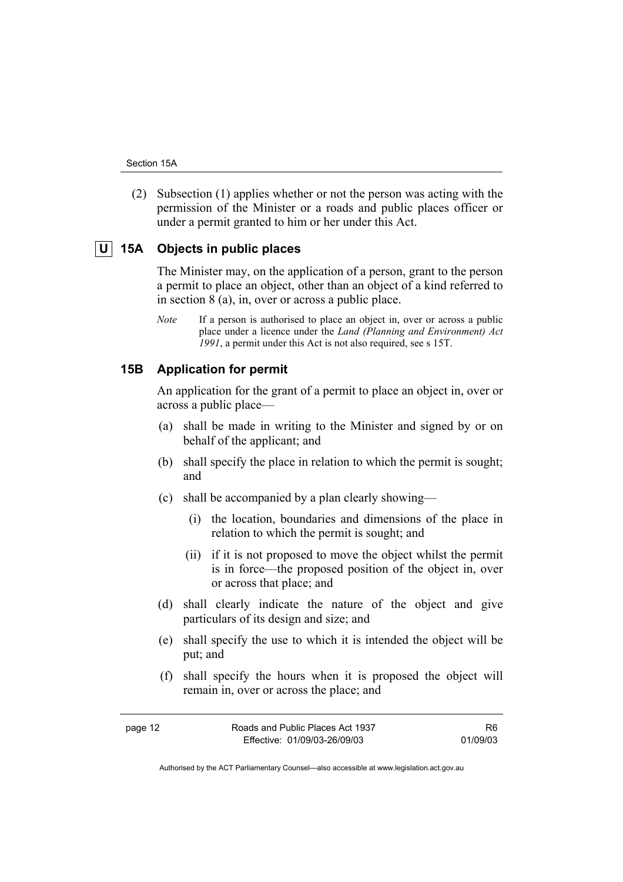(2) Subsection (1) applies whether or not the person was acting with the permission of the Minister or a roads and public places officer or under a permit granted to him or her under this Act.

### U 15A Objects in public places

The Minister may, on the application of a person, grant to the person a permit to place an object, other than an object of a kind referred to in section 8 (a), in, over or across a public place.

*Note* If a person is authorised to place an object in, over or across a public place under a licence under the *Land (Planning and Environment) Act 1991*, a permit under this Act is not also required, see s 15T.

### 15B Application for permit

An application for the grant of a permit to place an object in, over or across a public place—

(a) shall be made in writing to the Minister and signed by or on behalf of the applicant; and

(b) shall specify the place in relation to which the permit is sought; and

(c) shall be accompanied by a plan clearly showing—

(i) the location, boundaries and dimensions of the place in relation to which the permit is sought; and

(ii) if it is not proposed to move the object whilst the permit is in force—the proposed position of the object in, over or across that place; and

(d) shall clearly indicate the nature of the object and give particulars of its design and size; and

(e) shall specify the use to which it is intended the object will be put; and

(f) shall specify the hours when it is proposed the object will remain in, over or across the place; and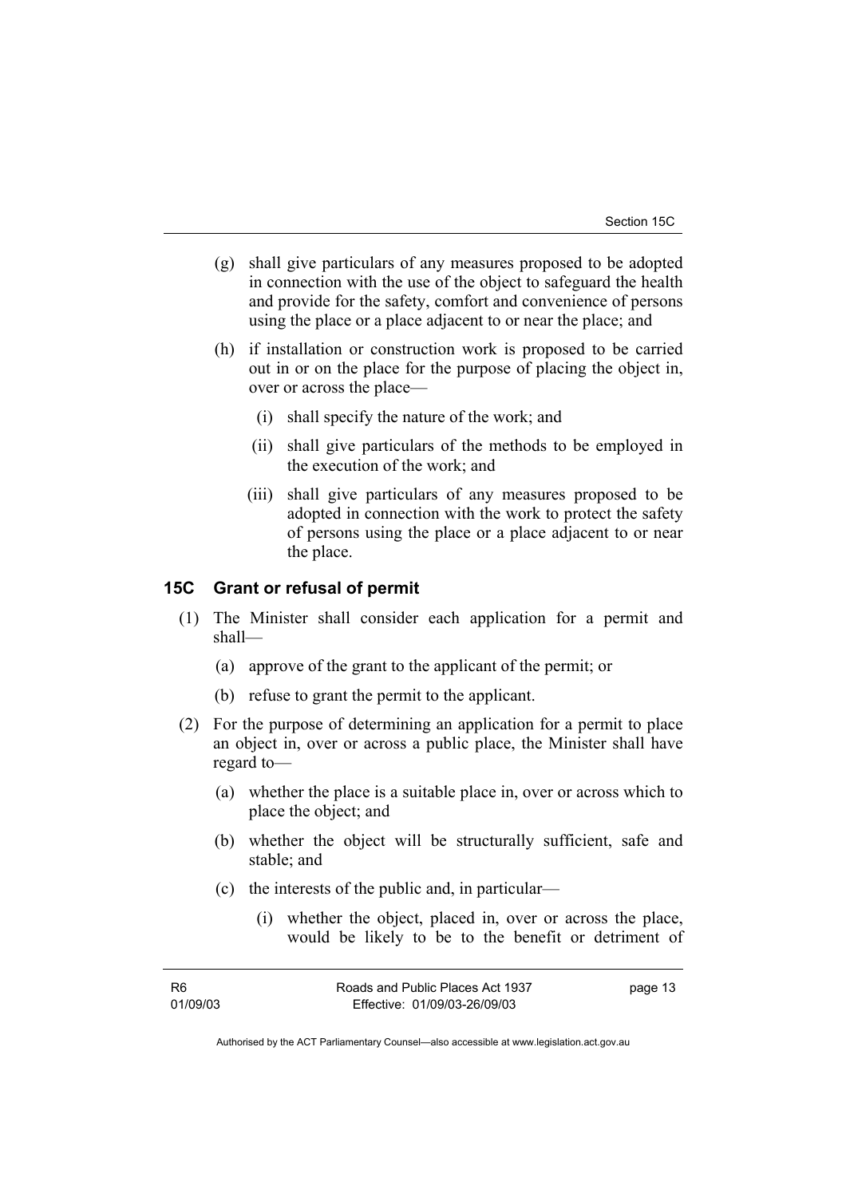(g) shall give particulars of any measures proposed to be adopted in connection with the use of the object to safeguard the health and provide for the safety, comfort and convenience of persons using the place or a place adjacent to or near the place; and

(h) if installation or construction work is proposed to be carried out in or on the place for the purpose of placing the object in, over or across the place—

  (i) shall specify the nature of the work; and

  (ii) shall give particulars of the methods to be employed in the execution of the work; and

  (iii) shall give particulars of any measures proposed to be adopted in connection with the work to protect the safety of persons using the place or a place adjacent to or near the place.

## 15C Grant or refusal of permit

(1) The Minister shall consider each application for a permit and shall—

  (a) approve of the grant to the applicant of the permit; or

  (b) refuse to grant the permit to the applicant.

(2) For the purpose of determining an application for a permit to place an object in, over or across a public place, the Minister shall have regard to—

  (a) whether the place is a suitable place in, over or across which to place the object; and

  (b) whether the object will be structurally sufficient, safe and stable; and

  (c) the interests of the public and, in particular—

    (i) whether the object, placed in, over or across the place, would be likely to be to the benefit or detriment of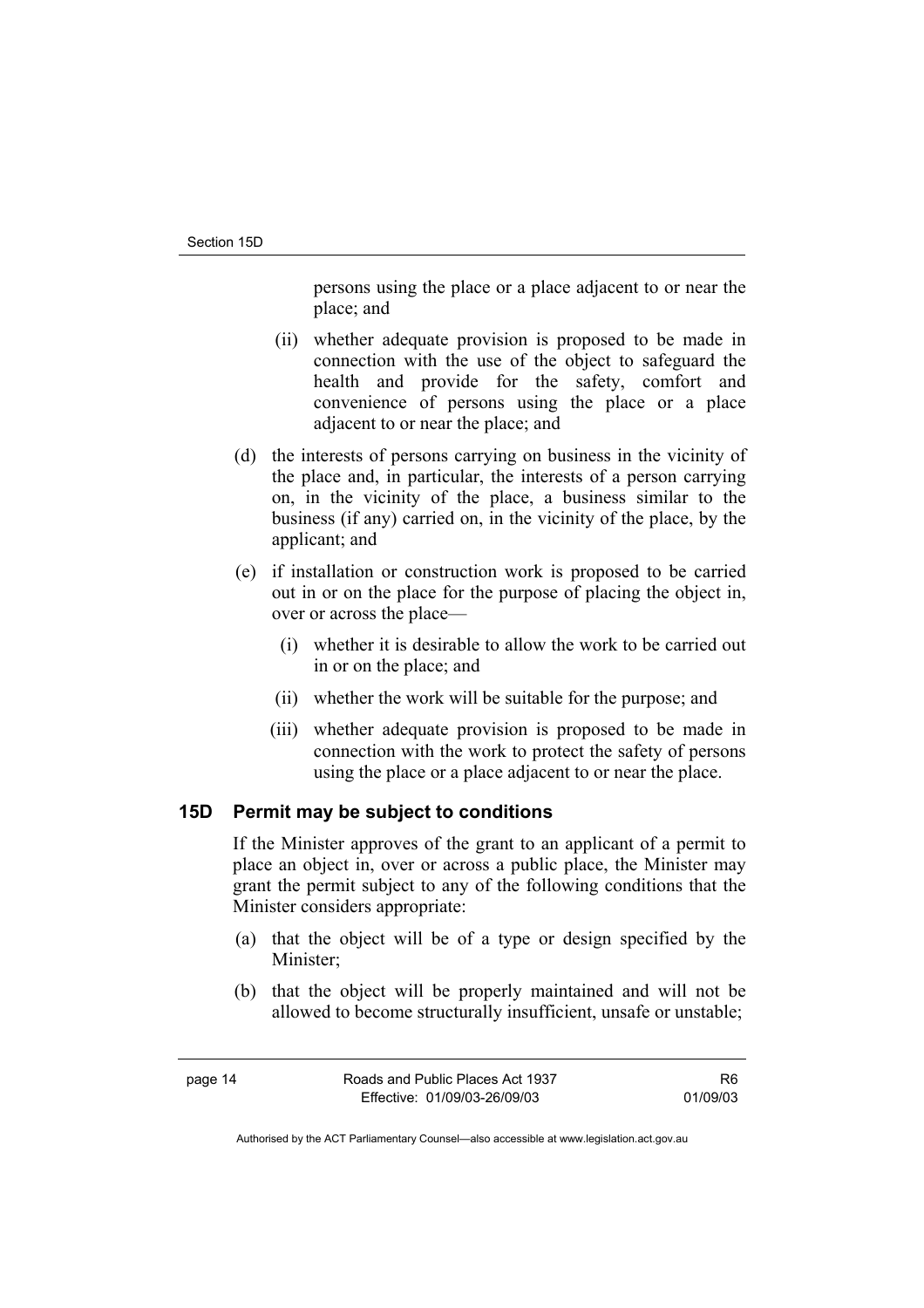persons using the place or a place adjacent to or near the place; and

(ii) whether adequate provision is proposed to be made in connection with the use of the object to safeguard the health and provide for the safety, comfort and convenience of persons using the place or a place adjacent to or near the place; and

(d) the interests of persons carrying on business in the vicinity of the place and, in particular, the interests of a person carrying on, in the vicinity of the place, a business similar to the business (if any) carried on, in the vicinity of the place, by the applicant; and

(e) if installation or construction work is proposed to be carried out in or on the place for the purpose of placing the object in, over or across the place—

(i) whether it is desirable to allow the work to be carried out in or on the place; and

(ii) whether the work will be suitable for the purpose; and

(iii) whether adequate provision is proposed to be made in connection with the work to protect the safety of persons using the place or a place adjacent to or near the place.

### 15D Permit may be subject to conditions

If the Minister approves of the grant to an applicant of a permit to place an object in, over or across a public place, the Minister may grant the permit subject to any of the following conditions that the Minister considers appropriate:

(a) that the object will be of a type or design specified by the Minister;

(b) that the object will be properly maintained and will not be allowed to become structurally insufficient, unsafe or unstable;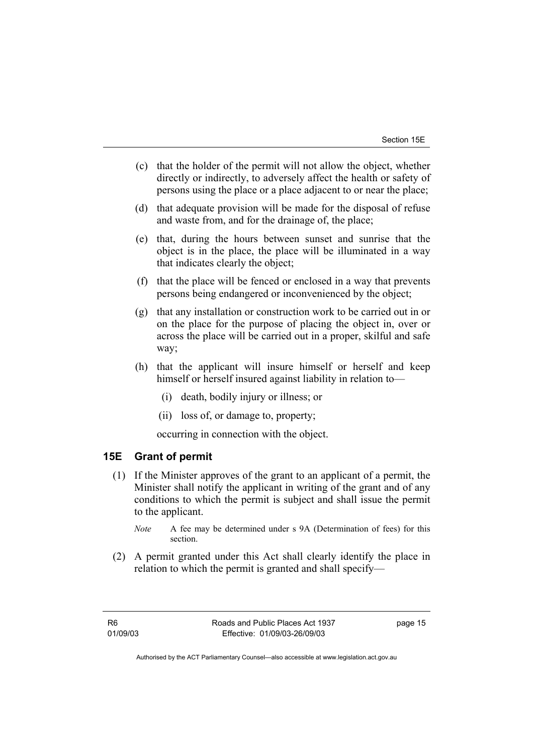(c) that the holder of the permit will not allow the object, whether directly or indirectly, to adversely affect the health or safety of persons using the place or a place adjacent to or near the place;

(d) that adequate provision will be made for the disposal of refuse and waste from, and for the drainage of, the place;

(e) that, during the hours between sunset and sunrise that the object is in the place, the place will be illuminated in a way that indicates clearly the object;

(f) that the place will be fenced or enclosed in a way that prevents persons being endangered or inconvenienced by the object;

(g) that any installation or construction work to be carried out in or on the place for the purpose of placing the object in, over or across the place will be carried out in a proper, skilful and safe way;

(h) that the applicant will insure himself or herself and keep himself or herself insured against liability in relation to—

(i) death, bodily injury or illness; or

(ii) loss of, or damage to, property;

occurring in connection with the object.

## 15E Grant of permit

(1) If the Minister approves of the grant to an applicant of a permit, the Minister shall notify the applicant in writing of the grant and of any conditions to which the permit is subject and shall issue the permit to the applicant.

*Note* A fee may be determined under s 9A (Determination of fees) for this section.

(2) A permit granted under this Act shall clearly identify the place in relation to which the permit is granted and shall specify—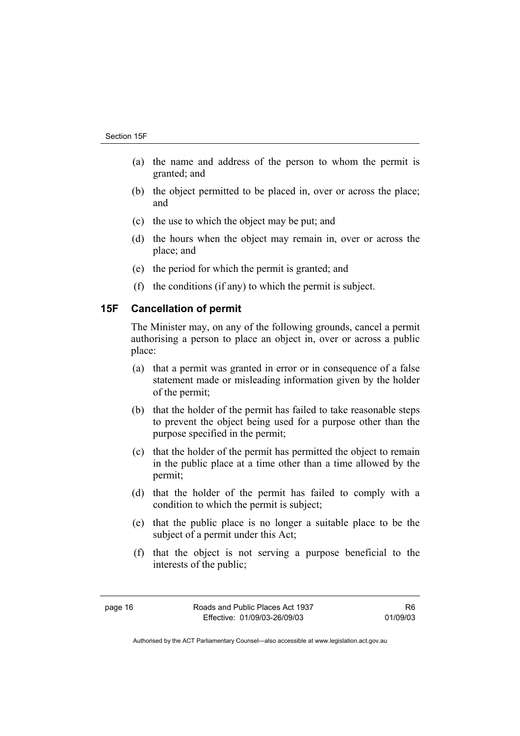(a) the name and address of the person to whom the permit is granted; and

(b) the object permitted to be placed in, over or across the place; and

(c) the use to which the object may be put; and

(d) the hours when the object may remain in, over or across the place; and

(e) the period for which the permit is granted; and

(f) the conditions (if any) to which the permit is subject.

## 15F Cancellation of permit

The Minister may, on any of the following grounds, cancel a permit authorising a person to place an object in, over or across a public place:

(a) that a permit was granted in error or in consequence of a false statement made or misleading information given by the holder of the permit;

(b) that the holder of the permit has failed to take reasonable steps to prevent the object being used for a purpose other than the purpose specified in the permit;

(c) that the holder of the permit has permitted the object to remain in the public place at a time other than a time allowed by the permit;

(d) that the holder of the permit has failed to comply with a condition to which the permit is subject;

(e) that the public place is no longer a suitable place to be the subject of a permit under this Act;

(f) that the object is not serving a purpose beneficial to the interests of the public;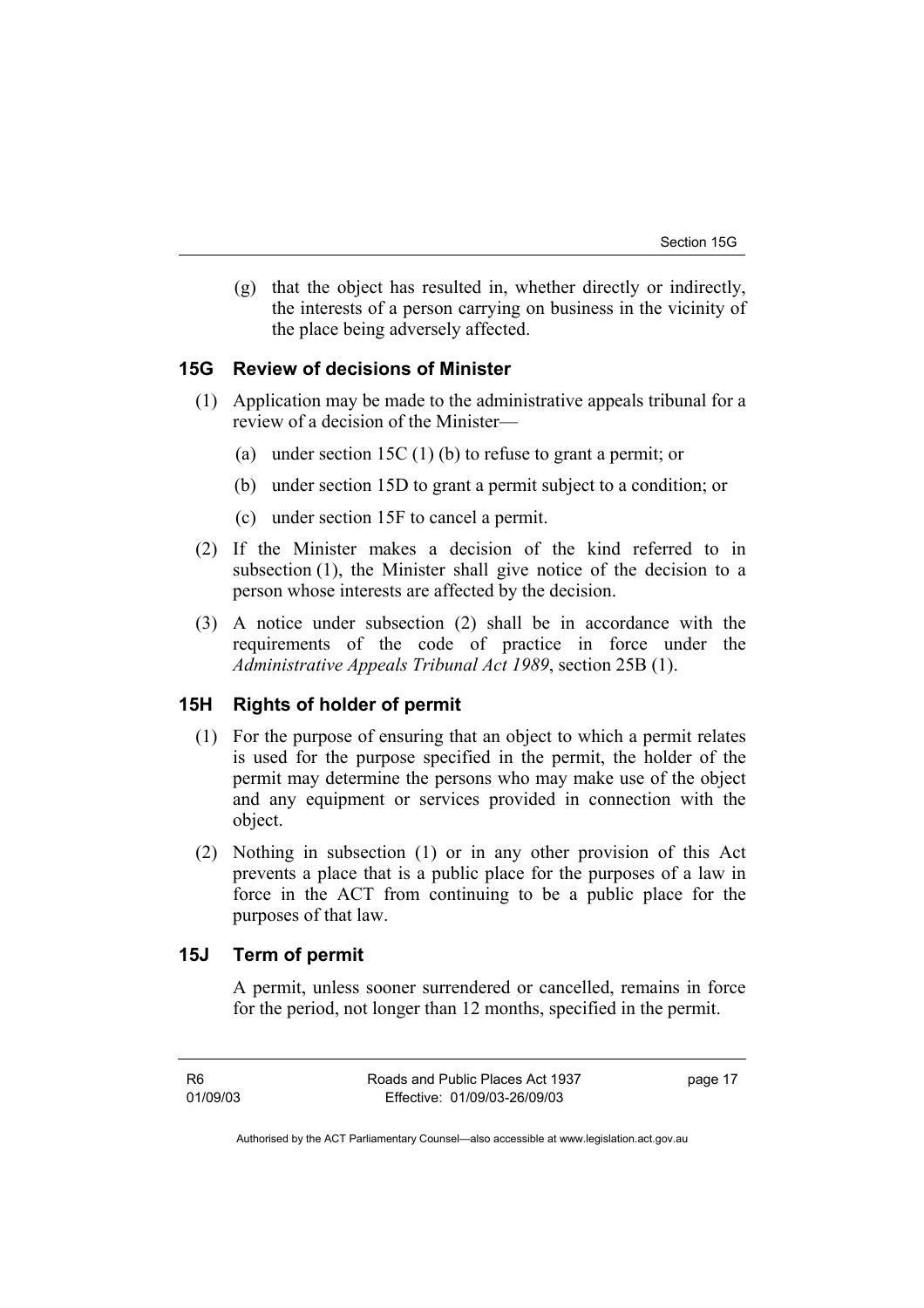(g) that the object has resulted in, whether directly or indirectly, the interests of a person carrying on business in the vicinity of the place being adversely affected.

## 15G Review of decisions of Minister

(1) Application may be made to the administrative appeals tribunal for a review of a decision of the Minister—

(a) under section 15C (1) (b) to refuse to grant a permit; or

(b) under section 15D to grant a permit subject to a condition; or

(c) under section 15F to cancel a permit.

(2) If the Minister makes a decision of the kind referred to in subsection (1), the Minister shall give notice of the decision to a person whose interests are affected by the decision.

(3) A notice under subsection (2) shall be in accordance with the requirements of the code of practice in force under the *Administrative Appeals Tribunal Act 1989*, section 25B (1).

## 15H Rights of holder of permit

(1) For the purpose of ensuring that an object to which a permit relates is used for the purpose specified in the permit, the holder of the permit may determine the persons who may make use of the object and any equipment or services provided in connection with the object.

(2) Nothing in subsection (1) or in any other provision of this Act prevents a place that is a public place for the purposes of a law in force in the ACT from continuing to be a public place for the purposes of that law.

## 15J Term of permit

A permit, unless sooner surrendered or cancelled, remains in force for the period, not longer than 12 months, specified in the permit.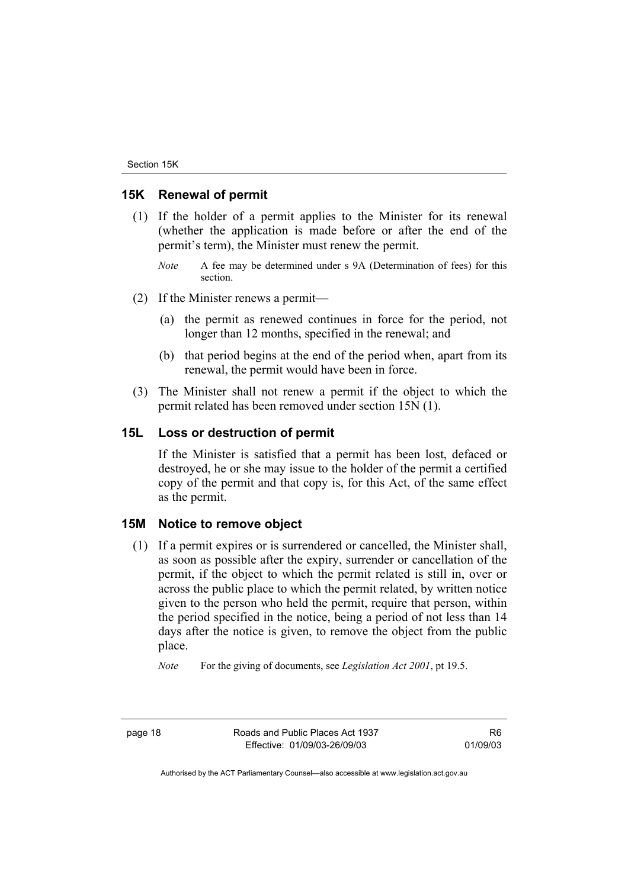### 15K Renewal of permit

(1) If the holder of a permit applies to the Minister for its renewal (whether the application is made before or after the end of the permit's term), the Minister must renew the permit.

*Note* A fee may be determined under s 9A (Determination of fees) for this section.

(2) If the Minister renews a permit—

(a) the permit as renewed continues in force for the period, not longer than 12 months, specified in the renewal; and

(b) that period begins at the end of the period when, apart from its renewal, the permit would have been in force.

(3) The Minister shall not renew a permit if the object to which the permit related has been removed under section 15N (1).

### 15L Loss or destruction of permit

If the Minister is satisfied that a permit has been lost, defaced or destroyed, he or she may issue to the holder of the permit a certified copy of the permit and that copy is, for this Act, of the same effect as the permit.

### 15M Notice to remove object

(1) If a permit expires or is surrendered or cancelled, the Minister shall, as soon as possible after the expiry, surrender or cancellation of the permit, if the object to which the permit related is still in, over or across the public place to which the permit related, by written notice given to the person who held the permit, require that person, within the period specified in the notice, being a period of not less than 14 days after the notice is given, to remove the object from the public place.

*Note* For the giving of documents, see *Legislation Act 2001*, pt 19.5.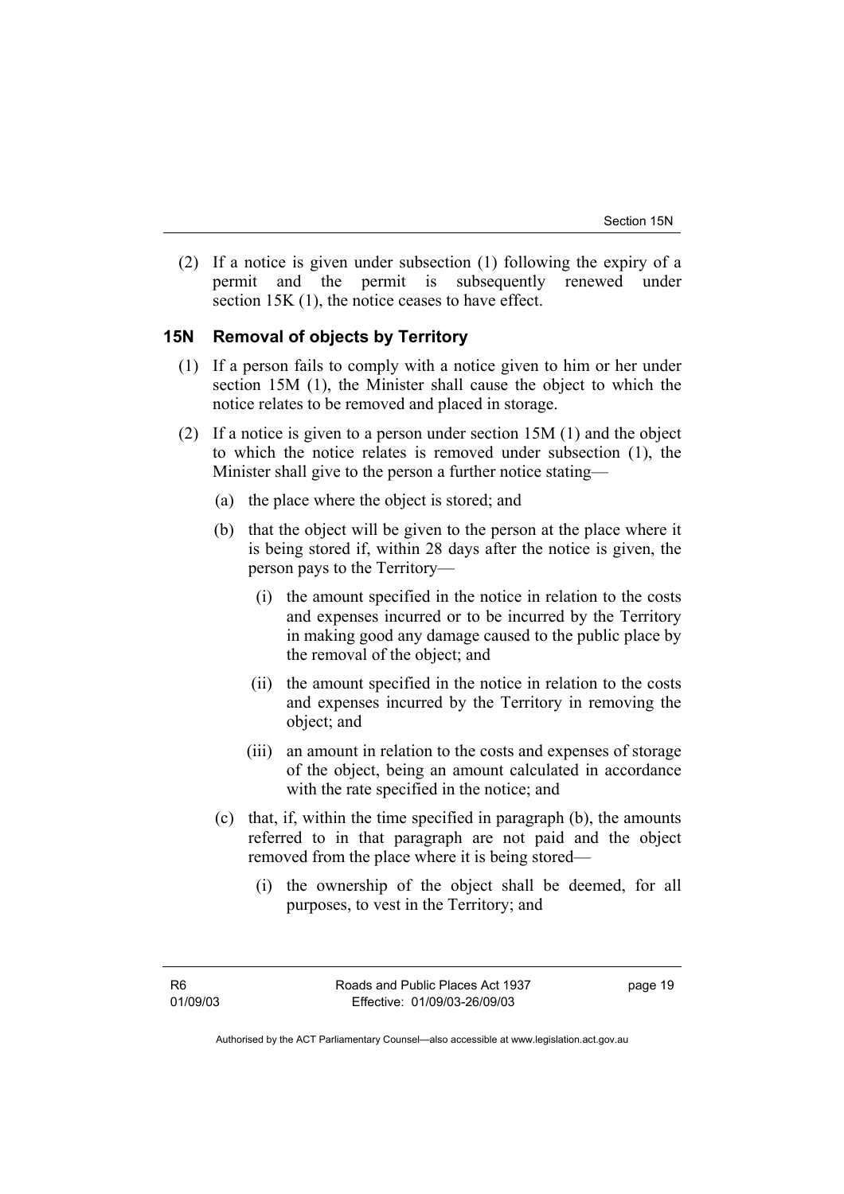(2) If a notice is given under subsection (1) following the expiry of a permit and the permit is subsequently renewed under section 15K (1), the notice ceases to have effect.

## 15N Removal of objects by Territory

(1) If a person fails to comply with a notice given to him or her under section 15M (1), the Minister shall cause the object to which the notice relates to be removed and placed in storage.

(2) If a notice is given to a person under section 15M (1) and the object to which the notice relates is removed under subsection (1), the Minister shall give to the person a further notice stating—

(a) the place where the object is stored; and

(b) that the object will be given to the person at the place where it is being stored if, within 28 days after the notice is given, the person pays to the Territory—

(i) the amount specified in the notice in relation to the costs and expenses incurred or to be incurred by the Territory in making good any damage caused to the public place by the removal of the object; and

(ii) the amount specified in the notice in relation to the costs and expenses incurred by the Territory in removing the object; and

(iii) an amount in relation to the costs and expenses of storage of the object, being an amount calculated in accordance with the rate specified in the notice; and

(c) that, if, within the time specified in paragraph (b), the amounts referred to in that paragraph are not paid and the object removed from the place where it is being stored—

(i) the ownership of the object shall be deemed, for all purposes, to vest in the Territory; and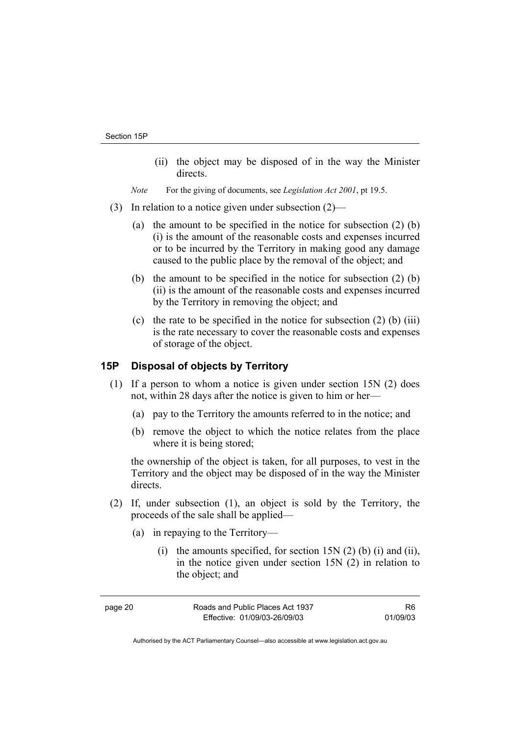(ii) the object may be disposed of in the way the Minister directs.

*Note* For the giving of documents, see *Legislation Act 2001*, pt 19.5.

(3) In relation to a notice given under subsection (2)—

(a) the amount to be specified in the notice for subsection (2) (b) (i) is the amount of the reasonable costs and expenses incurred or to be incurred by the Territory in making good any damage caused to the public place by the removal of the object; and

(b) the amount to be specified in the notice for subsection (2) (b) (ii) is the amount of the reasonable costs and expenses incurred by the Territory in removing the object; and

(c) the rate to be specified in the notice for subsection (2) (b) (iii) is the rate necessary to cover the reasonable costs and expenses of storage of the object.

### 15P Disposal of objects by Territory

(1) If a person to whom a notice is given under section 15N (2) does not, within 28 days after the notice is given to him or her—

(a) pay to the Territory the amounts referred to in the notice; and

(b) remove the object to which the notice relates from the place where it is being stored;

the ownership of the object is taken, for all purposes, to vest in the Territory and the object may be disposed of in the way the Minister directs.

(2) If, under subsection (1), an object is sold by the Territory, the proceeds of the sale shall be applied—

(a) in repaying to the Territory—

(i) the amounts specified, for section 15N (2) (b) (i) and (ii), in the notice given under section 15N (2) in relation to the object; and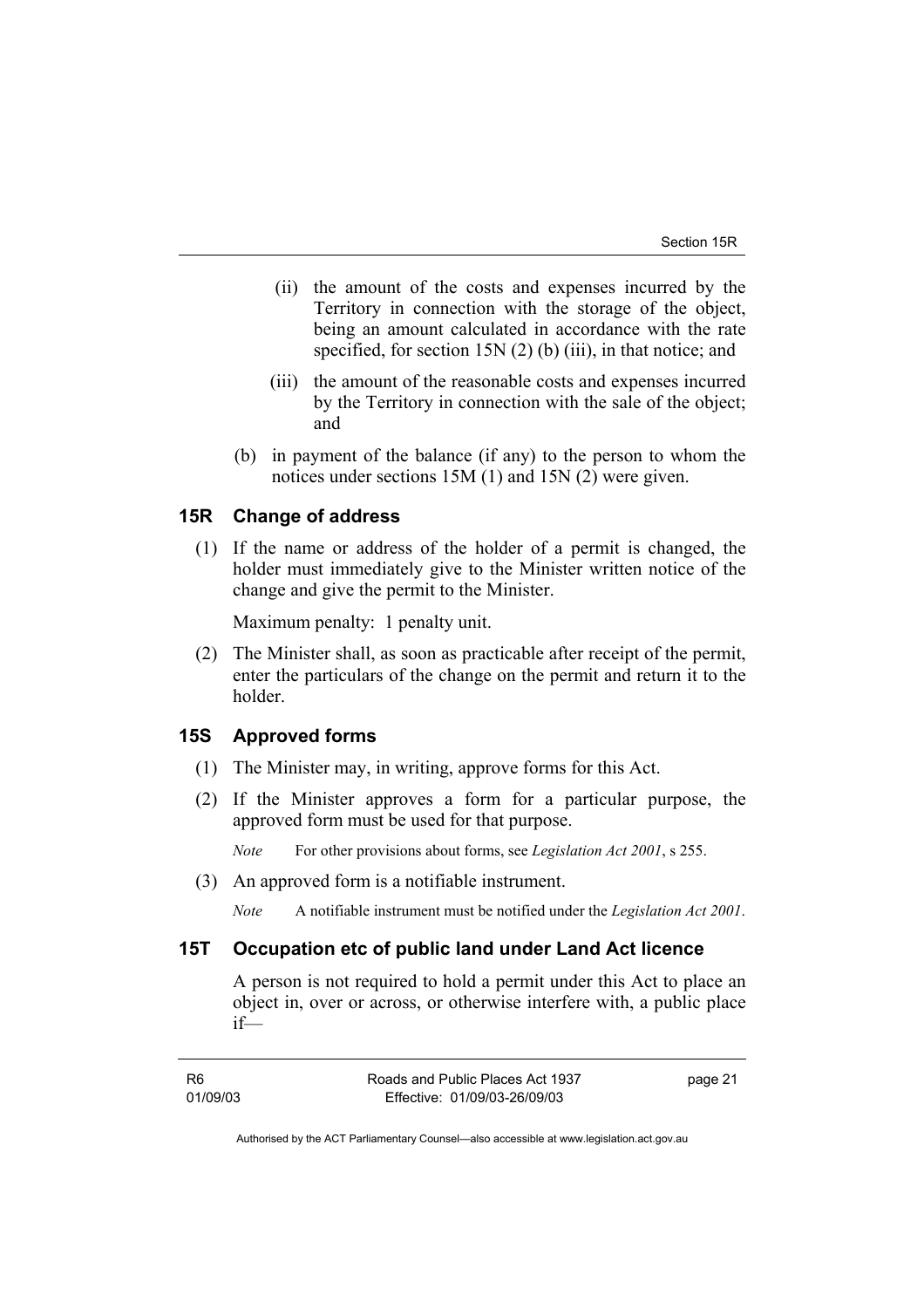(ii) the amount of the costs and expenses incurred by the Territory in connection with the storage of the object, being an amount calculated in accordance with the rate specified, for section 15N (2) (b) (iii), in that notice; and

(iii) the amount of the reasonable costs and expenses incurred by the Territory in connection with the sale of the object; and

(b) in payment of the balance (if any) to the person to whom the notices under sections 15M (1) and 15N (2) were given.

## 15R Change of address

(1) If the name or address of the holder of a permit is changed, the holder must immediately give to the Minister written notice of the change and give the permit to the Minister.

Maximum penalty: 1 penalty unit.

(2) The Minister shall, as soon as practicable after receipt of the permit, enter the particulars of the change on the permit and return it to the holder.

## 15S Approved forms

(1) The Minister may, in writing, approve forms for this Act.

(2) If the Minister approves a form for a particular purpose, the approved form must be used for that purpose.

*Note* For other provisions about forms, see *Legislation Act 2001*, s 255.

(3) An approved form is a notifiable instrument.

*Note* A notifiable instrument must be notified under the *Legislation Act 2001*.

## 15T Occupation etc of public land under Land Act licence

A person is not required to hold a permit under this Act to place an object in, over or across, or otherwise interfere with, a public place if—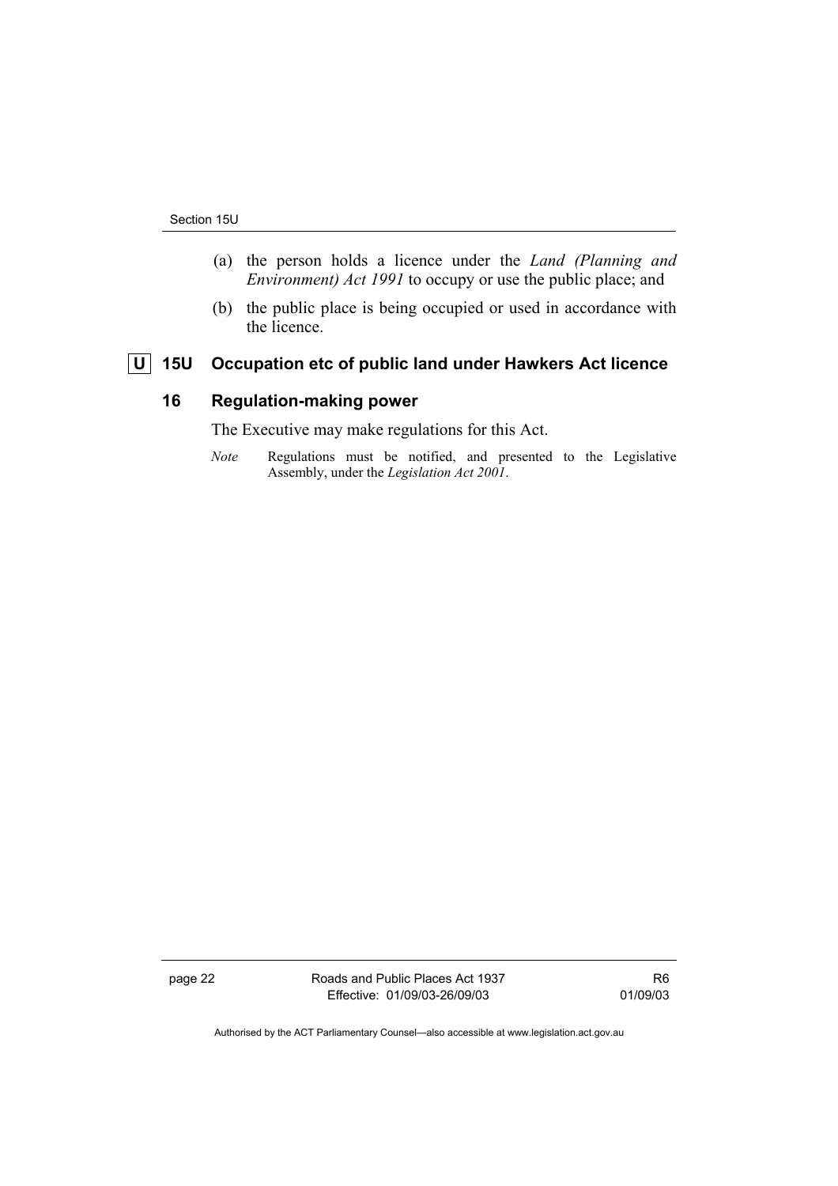(a) the person holds a licence under the *Land (Planning and Environment) Act 1991* to occupy or use the public place; and

(b) the public place is being occupied or used in accordance with the licence.

### U 15U Occupation etc of public land under Hawkers Act licence

### 16 Regulation-making power

The Executive may make regulations for this Act.

*Note* Regulations must be notified, and presented to the Legislative Assembly, under the *Legislation Act 2001*.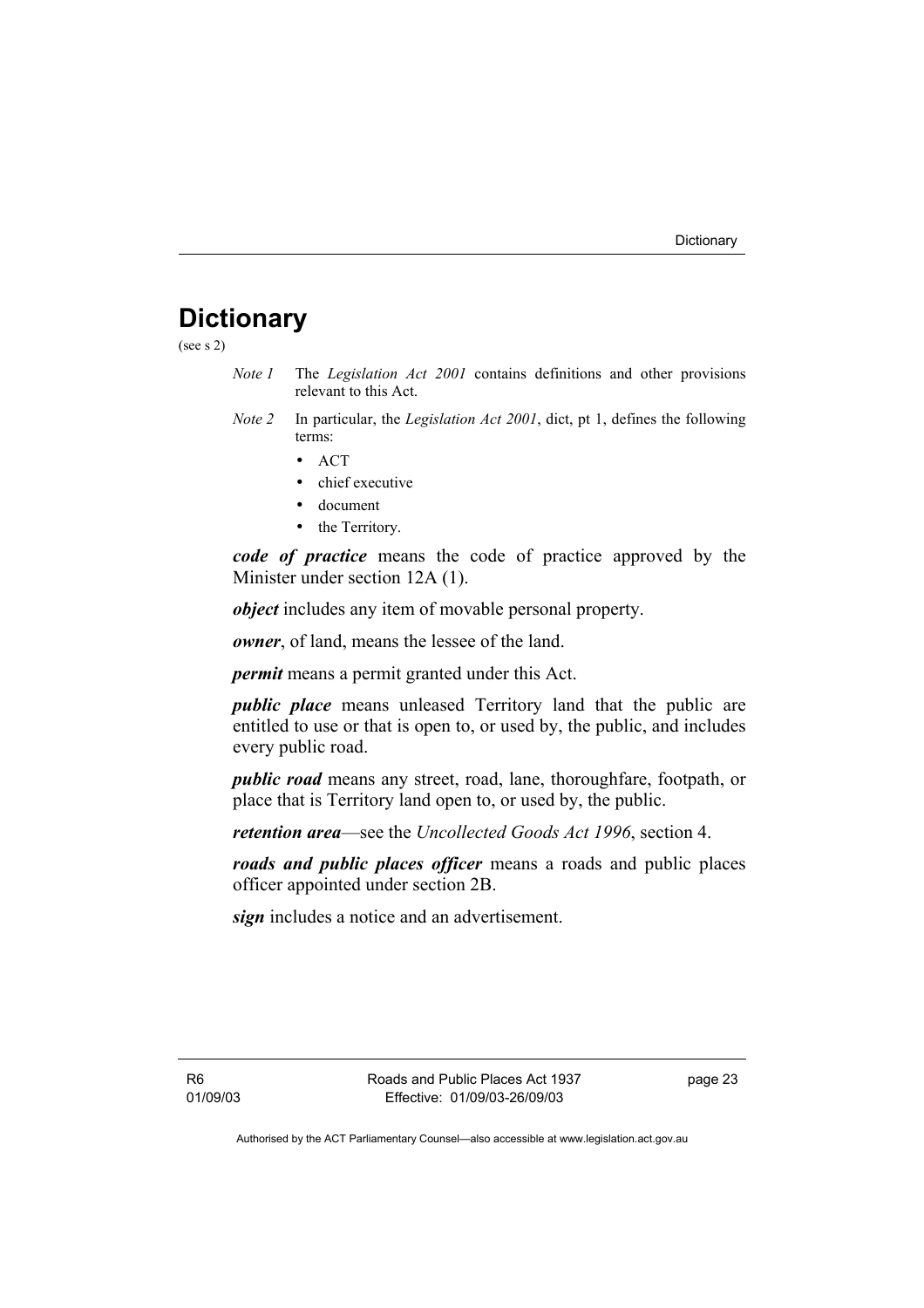# Dictionary

(see s 2)

*Note 1* The *Legislation Act 2001* contains definitions and other provisions relevant to this Act.

*Note 2* In particular, the *Legislation Act 2001*, dict, pt 1, defines the following terms:

- ACT
- chief executive
- document
- the Territory.

***code of practice*** means the code of practice approved by the Minister under section 12A (1).

***object*** includes any item of movable personal property.

***owner***, of land, means the lessee of the land.

***permit*** means a permit granted under this Act.

***public place*** means unleased Territory land that the public are entitled to use or that is open to, or used by, the public, and includes every public road.

***public road*** means any street, road, lane, thoroughfare, footpath, or place that is Territory land open to, or used by, the public.

***retention area***—see the *Uncollected Goods Act 1996*, section 4.

***roads and public places officer*** means a roads and public places officer appointed under section 2B.

***sign*** includes a notice and an advertisement.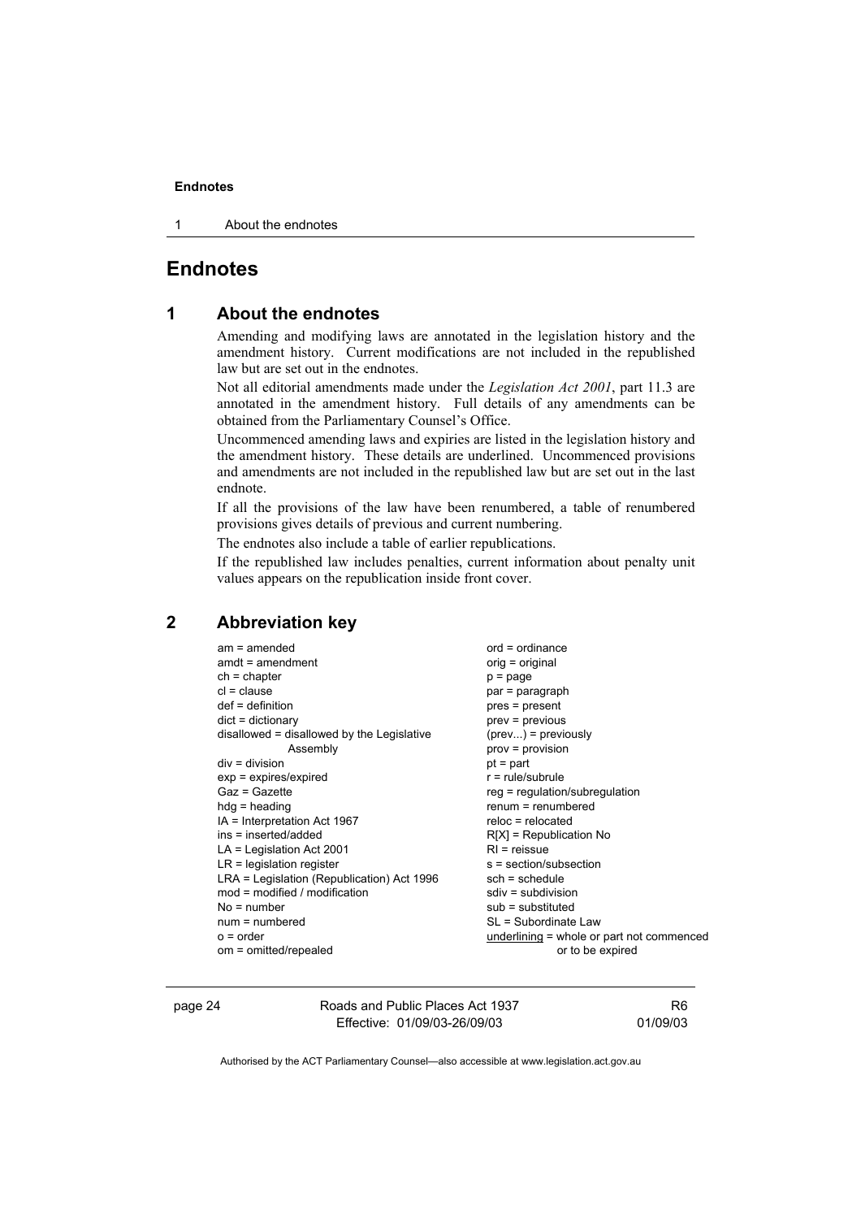# Endnotes

## 1 About the endnotes

Amending and modifying laws are annotated in the legislation history and the amendment history. Current modifications are not included in the republished law but are set out in the endnotes.

Not all editorial amendments made under the *Legislation Act 2001*, part 11.3 are annotated in the amendment history. Full details of any amendments can be obtained from the Parliamentary Counsel's Office.

Uncommenced amending laws and expiries are listed in the legislation history and the amendment history. These details are underlined. Uncommenced provisions and amendments are not included in the republished law but are set out in the last endnote.

If all the provisions of the law have been renumbered, a table of renumbered provisions gives details of previous and current numbering.

The endnotes also include a table of earlier republications.

If the republished law includes penalties, current information about penalty unit values appears on the republication inside front cover.

## 2 Abbreviation key

am = amended
amdt = amendment
ch = chapter
cl = clause
def = definition
dict = dictionary
disallowed = disallowed by the Legislative Assembly
div = division
exp = expires/expired
Gaz = Gazette
hdg = heading
IA = Interpretation Act 1967
ins = inserted/added
LA = Legislation Act 2001
LR = legislation register
LRA = Legislation (Republication) Act 1996
mod = modified / modification
No = number
num = numbered
o = order
om = omitted/repealed
ord = ordinance
orig = original
p = page
par = paragraph
pres = present
prev = previous
(prev...) = previously
prov = provision
pt = part
r = rule/subrule
reg = regulation/subregulation
renum = renumbered
reloc = relocated
R[X] = Republication No
RI = reissue
s = section/subsection
sch = schedule
sdiv = subdivision
sub = substituted
SL = Subordinate Law
underlining = whole or part not commenced or to be expired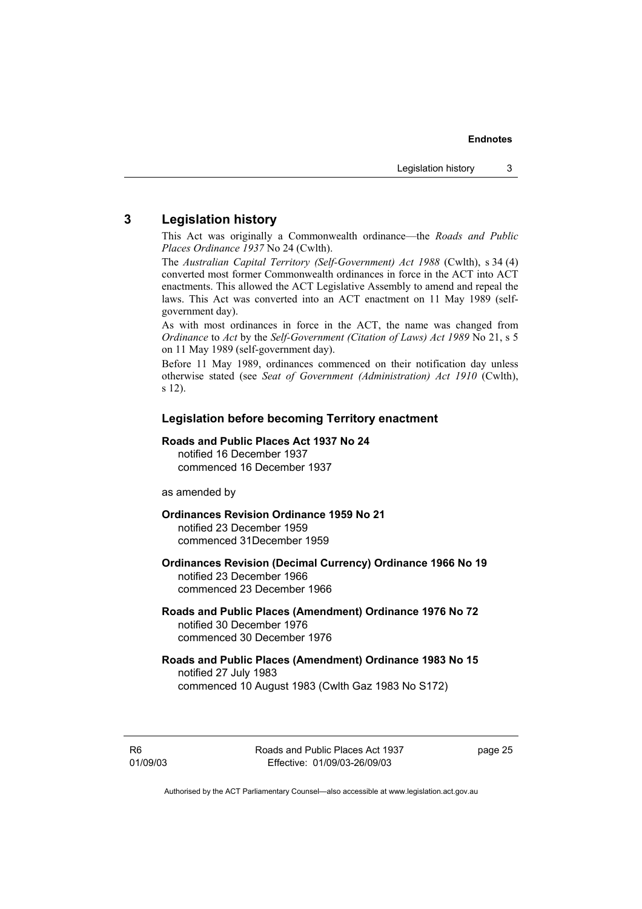## 3 Legislation history

This Act was originally a Commonwealth ordinance—the *Roads and Public Places Ordinance 1937* No 24 (Cwlth).

The *Australian Capital Territory (Self-Government) Act 1988* (Cwlth), s 34 (4) converted most former Commonwealth ordinances in force in the ACT into ACT enactments. This allowed the ACT Legislative Assembly to amend and repeal the laws. This Act was converted into an ACT enactment on 11 May 1989 (self-government day).

As with most ordinances in force in the ACT, the name was changed from *Ordinance* to *Act* by the *Self-Government (Citation of Laws) Act 1989* No 21, s 5 on 11 May 1989 (self-government day).

Before 11 May 1989, ordinances commenced on their notification day unless otherwise stated (see *Seat of Government (Administration) Act 1910* (Cwlth), s 12).

### Legislation before becoming Territory enactment

**Roads and Public Places Act 1937 No 24**
notified 16 December 1937
commenced 16 December 1937

as amended by

**Ordinances Revision Ordinance 1959 No 21**
notified 23 December 1959
commenced 31December 1959

**Ordinances Revision (Decimal Currency) Ordinance 1966 No 19**
notified 23 December 1966
commenced 23 December 1966

**Roads and Public Places (Amendment) Ordinance 1976 No 72**
notified 30 December 1976
commenced 30 December 1976

**Roads and Public Places (Amendment) Ordinance 1983 No 15**
notified 27 July 1983
commenced 10 August 1983 (Cwlth Gaz 1983 No S172)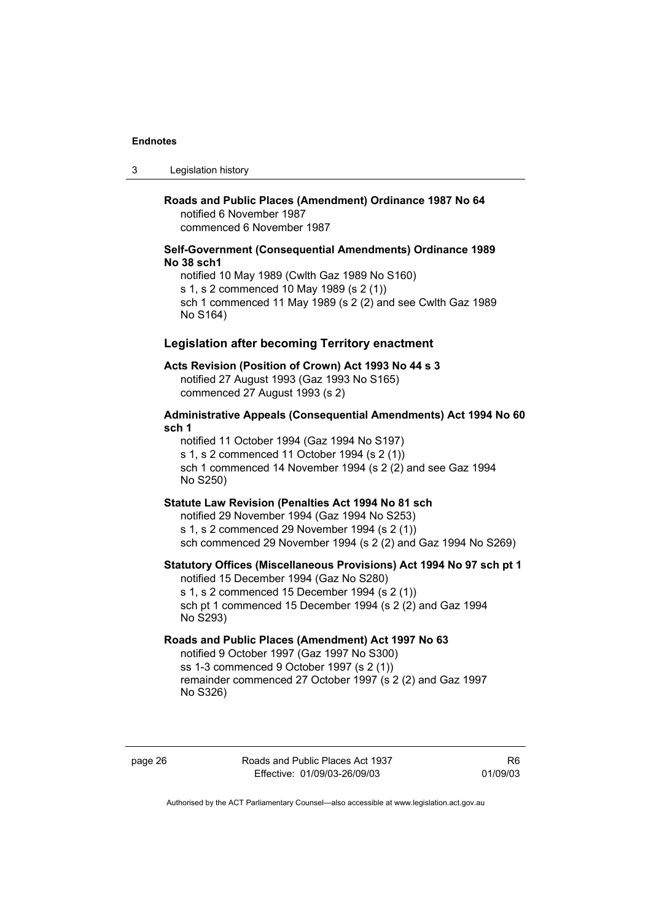**Roads and Public Places (Amendment) Ordinance 1987 No 64**
notified 6 November 1987
commenced 6 November 1987

**Self-Government (Consequential Amendments) Ordinance 1989 No 38 sch1**
notified 10 May 1989 (Cwlth Gaz 1989 No S160)
s 1, s 2 commenced 10 May 1989 (s 2 (1))
sch 1 commenced 11 May 1989 (s 2 (2) and see Cwlth Gaz 1989 No S164)

## Legislation after becoming Territory enactment

**Acts Revision (Position of Crown) Act 1993 No 44 s 3**
notified 27 August 1993 (Gaz 1993 No S165)
commenced 27 August 1993 (s 2)

**Administrative Appeals (Consequential Amendments) Act 1994 No 60 sch 1**
notified 11 October 1994 (Gaz 1994 No S197)
s 1, s 2 commenced 11 October 1994 (s 2 (1))
sch 1 commenced 14 November 1994 (s 2 (2) and see Gaz 1994 No S250)

**Statute Law Revision (Penalties Act 1994 No 81 sch**
notified 29 November 1994 (Gaz 1994 No S253)
s 1, s 2 commenced 29 November 1994 (s 2 (1))
sch commenced 29 November 1994 (s 2 (2) and Gaz 1994 No S269)

**Statutory Offices (Miscellaneous Provisions) Act 1994 No 97 sch pt 1**
notified 15 December 1994 (Gaz No S280)
s 1, s 2 commenced 15 December 1994 (s 2 (1))
sch pt 1 commenced 15 December 1994 (s 2 (2) and Gaz 1994 No S293)

**Roads and Public Places (Amendment) Act 1997 No 63**
notified 9 October 1997 (Gaz 1997 No S300)
ss 1-3 commenced 9 October 1997 (s 2 (1))
remainder commenced 27 October 1997 (s 2 (2) and Gaz 1997 No S326)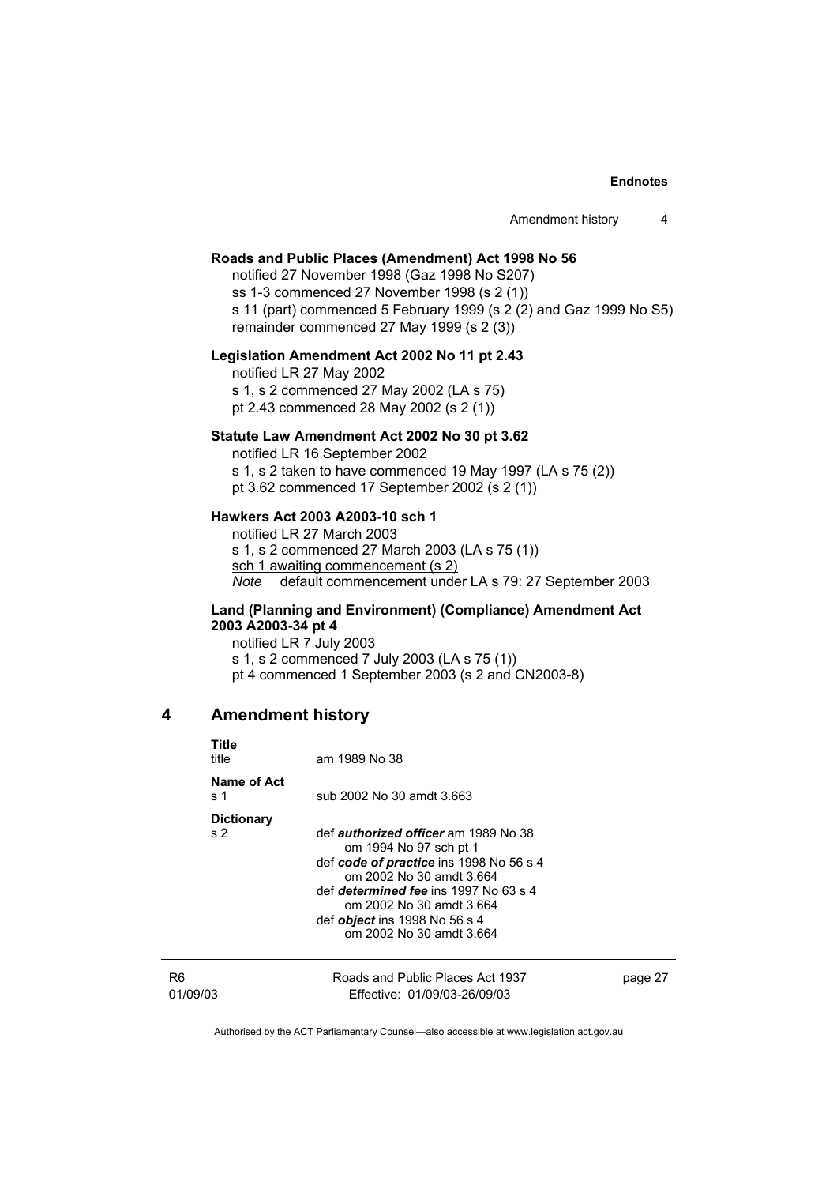**Roads and Public Places (Amendment) Act 1998 No 56**

notified 27 November 1998 (Gaz 1998 No S207)
ss 1-3 commenced 27 November 1998 (s 2 (1))
s 11 (part) commenced 5 February 1999 (s 2 (2) and Gaz 1999 No S5)
remainder commenced 27 May 1999 (s 2 (3))

**Legislation Amendment Act 2002 No 11 pt 2.43**

notified LR 27 May 2002
s 1, s 2 commenced 27 May 2002 (LA s 75)
pt 2.43 commenced 28 May 2002 (s 2 (1))

**Statute Law Amendment Act 2002 No 30 pt 3.62**

notified LR 16 September 2002
s 1, s 2 taken to have commenced 19 May 1997 (LA s 75 (2))
pt 3.62 commenced 17 September 2002 (s 2 (1))

**Hawkers Act 2003 A2003-10 sch 1**

notified LR 27 March 2003
s 1, s 2 commenced 27 March 2003 (LA s 75 (1))
sch 1 awaiting commencement (s 2)
*Note* default commencement under LA s 79: 27 September 2003

**Land (Planning and Environment) (Compliance) Amendment Act 2003 A2003-34 pt 4**

notified LR 7 July 2003
s 1, s 2 commenced 7 July 2003 (LA s 75 (1))
pt 4 commenced 1 September 2003 (s 2 and CN2003-8)

## 4 Amendment history

**Title**
title — am 1989 No 38

**Name of Act**
s 1 — sub 2002 No 30 amdt 3.663

**Dictionary**
s 2 — def ***authorized officer*** am 1989 No 38
om 1994 No 97 sch pt 1
def ***code of practice*** ins 1998 No 56 s 4
om 2002 No 30 amdt 3.664
def ***determined fee*** ins 1997 No 63 s 4
om 2002 No 30 amdt 3.664
def ***object*** ins 1998 No 56 s 4
om 2002 No 30 amdt 3.664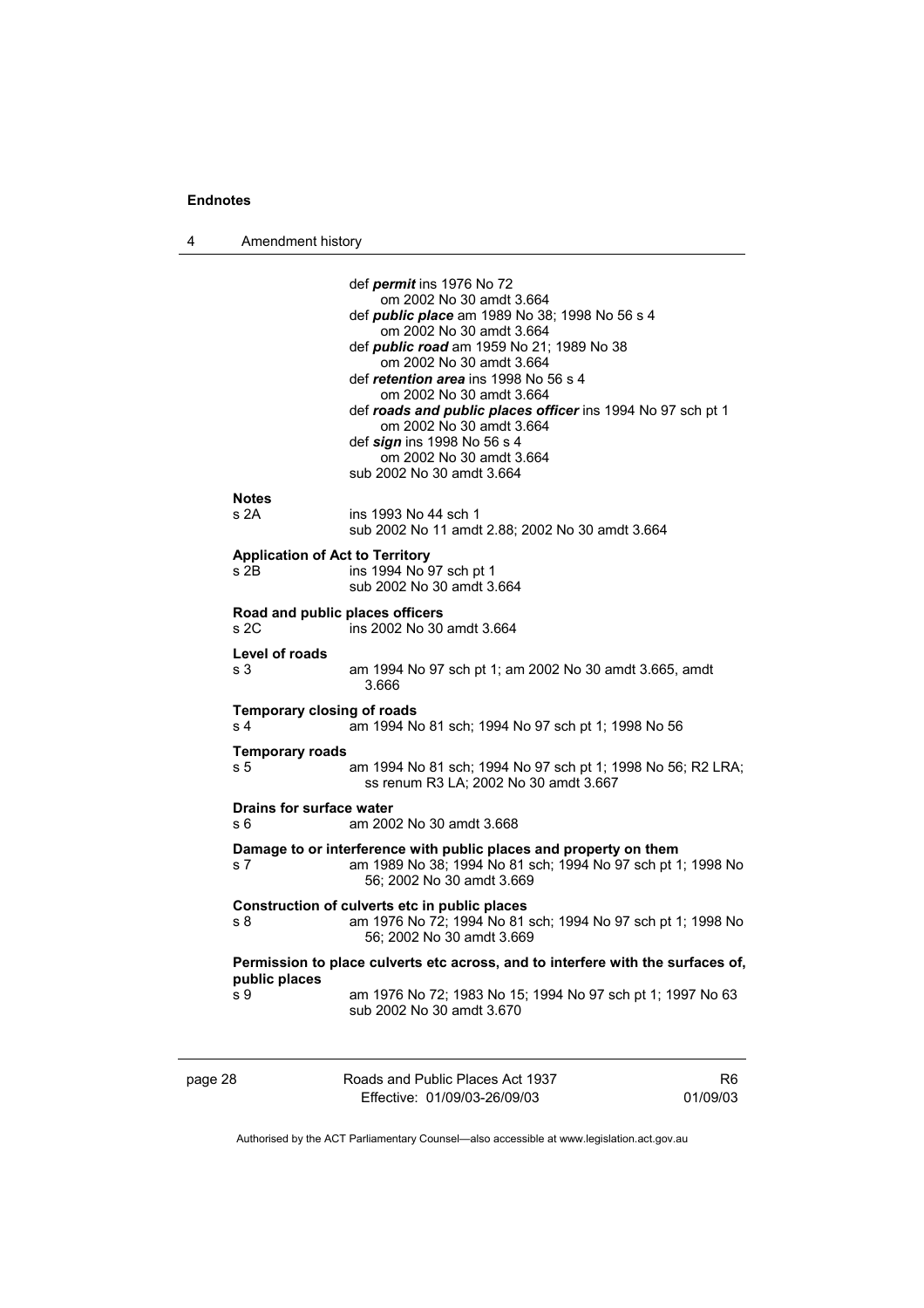def ***permit*** ins 1976 No 72
om 2002 No 30 amdt 3.664
def ***public place*** am 1989 No 38; 1998 No 56 s 4
om 2002 No 30 amdt 3.664
def ***public road*** am 1959 No 21; 1989 No 38
om 2002 No 30 amdt 3.664
def ***retention area*** ins 1998 No 56 s 4
om 2002 No 30 amdt 3.664
def ***roads and public places officer*** ins 1994 No 97 sch pt 1
om 2002 No 30 amdt 3.664
def ***sign*** ins 1998 No 56 s 4
om 2002 No 30 amdt 3.664
sub 2002 No 30 amdt 3.664

**Notes**
s 2A ins 1993 No 44 sch 1
sub 2002 No 11 amdt 2.88; 2002 No 30 amdt 3.664

**Application of Act to Territory**
s 2B ins 1994 No 97 sch pt 1
sub 2002 No 30 amdt 3.664

**Road and public places officers**
s 2C ins 2002 No 30 amdt 3.664

**Level of roads**
s 3 am 1994 No 97 sch pt 1; am 2002 No 30 amdt 3.665, amdt 3.666

**Temporary closing of roads**
s 4 am 1994 No 81 sch; 1994 No 97 sch pt 1; 1998 No 56

**Temporary roads**
s 5 am 1994 No 81 sch; 1994 No 97 sch pt 1; 1998 No 56; R2 LRA; ss renum R3 LA; 2002 No 30 amdt 3.667

**Drains for surface water**
s 6 am 2002 No 30 amdt 3.668

**Damage to or interference with public places and property on them**
s 7 am 1989 No 38; 1994 No 81 sch; 1994 No 97 sch pt 1; 1998 No 56; 2002 No 30 amdt 3.669

**Construction of culverts etc in public places**
s 8 am 1976 No 72; 1994 No 81 sch; 1994 No 97 sch pt 1; 1998 No 56; 2002 No 30 amdt 3.669

**Permission to place culverts etc across, and to interfere with the surfaces of, public places**
s 9 am 1976 No 72; 1983 No 15; 1994 No 97 sch pt 1; 1997 No 63
sub 2002 No 30 amdt 3.670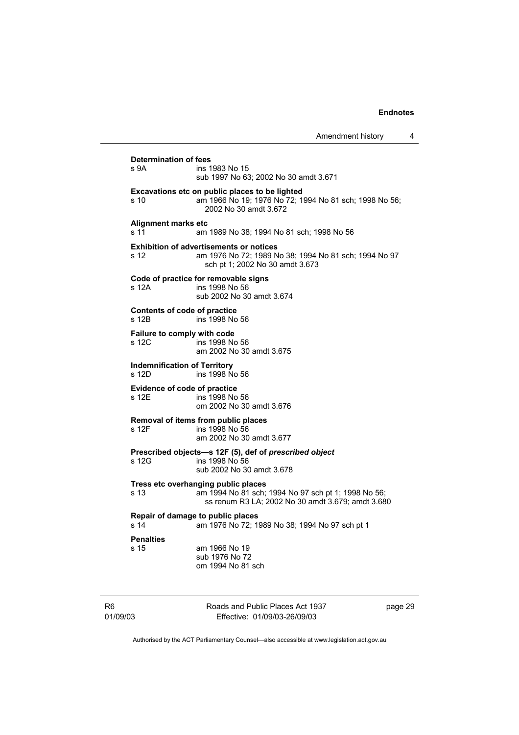**Determination of fees**
s 9A ins 1983 No 15
sub 1997 No 63; 2002 No 30 amdt 3.671

**Excavations etc on public places to be lighted**
s 10 am 1966 No 19; 1976 No 72; 1994 No 81 sch; 1998 No 56; 2002 No 30 amdt 3.672

**Alignment marks etc**
s 11 am 1989 No 38; 1994 No 81 sch; 1998 No 56

**Exhibition of advertisements or notices**
s 12 am 1976 No 72; 1989 No 38; 1994 No 81 sch; 1994 No 97 sch pt 1; 2002 No 30 amdt 3.673

**Code of practice for removable signs**
s 12A ins 1998 No 56
sub 2002 No 30 amdt 3.674

**Contents of code of practice**
s 12B ins 1998 No 56

**Failure to comply with code**
s 12C ins 1998 No 56
am 2002 No 30 amdt 3.675

**Indemnification of Territory**
s 12D ins 1998 No 56

**Evidence of code of practice**
s 12E ins 1998 No 56
om 2002 No 30 amdt 3.676

**Removal of items from public places**
s 12F ins 1998 No 56
am 2002 No 30 amdt 3.677

**Prescribed objects—s 12F (5), def of *prescribed object***
s 12G ins 1998 No 56
sub 2002 No 30 amdt 3.678

**Tress etc overhanging public places**
s 13 am 1994 No 81 sch; 1994 No 97 sch pt 1; 1998 No 56; ss renum R3 LA; 2002 No 30 amdt 3.679; amdt 3.680

**Repair of damage to public places**
s 14 am 1976 No 72; 1989 No 38; 1994 No 97 sch pt 1

**Penalties**
s 15 am 1966 No 19
sub 1976 No 72
om 1994 No 81 sch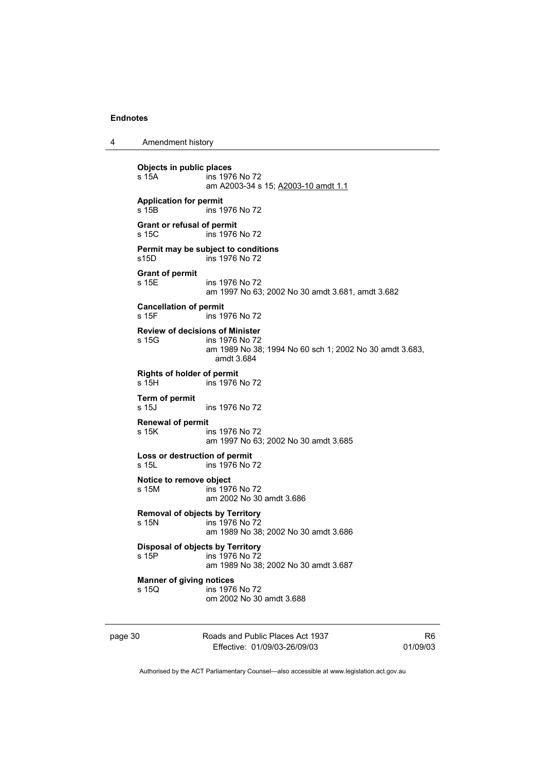**Objects in public places**
s 15A ins 1976 No 72
am A2003-34 s 15; A2003-10 amdt 1.1

**Application for permit**
s 15B ins 1976 No 72

**Grant or refusal of permit**
s 15C ins 1976 No 72

**Permit may be subject to conditions**
s15D ins 1976 No 72

**Grant of permit**
s 15E ins 1976 No 72
am 1997 No 63; 2002 No 30 amdt 3.681, amdt 3.682

**Cancellation of permit**
s 15F ins 1976 No 72

**Review of decisions of Minister**
s 15G ins 1976 No 72
am 1989 No 38; 1994 No 60 sch 1; 2002 No 30 amdt 3.683, amdt 3.684

**Rights of holder of permit**
s 15H ins 1976 No 72

**Term of permit**
s 15J ins 1976 No 72

**Renewal of permit**
s 15K ins 1976 No 72
am 1997 No 63; 2002 No 30 amdt 3.685

**Loss or destruction of permit**
s 15L ins 1976 No 72

**Notice to remove object**
s 15M ins 1976 No 72
am 2002 No 30 amdt 3.686

**Removal of objects by Territory**
s 15N ins 1976 No 72
am 1989 No 38; 2002 No 30 amdt 3.686

**Disposal of objects by Territory**
s 15P ins 1976 No 72
am 1989 No 38; 2002 No 30 amdt 3.687

**Manner of giving notices**
s 15Q ins 1976 No 72
om 2002 No 30 amdt 3.688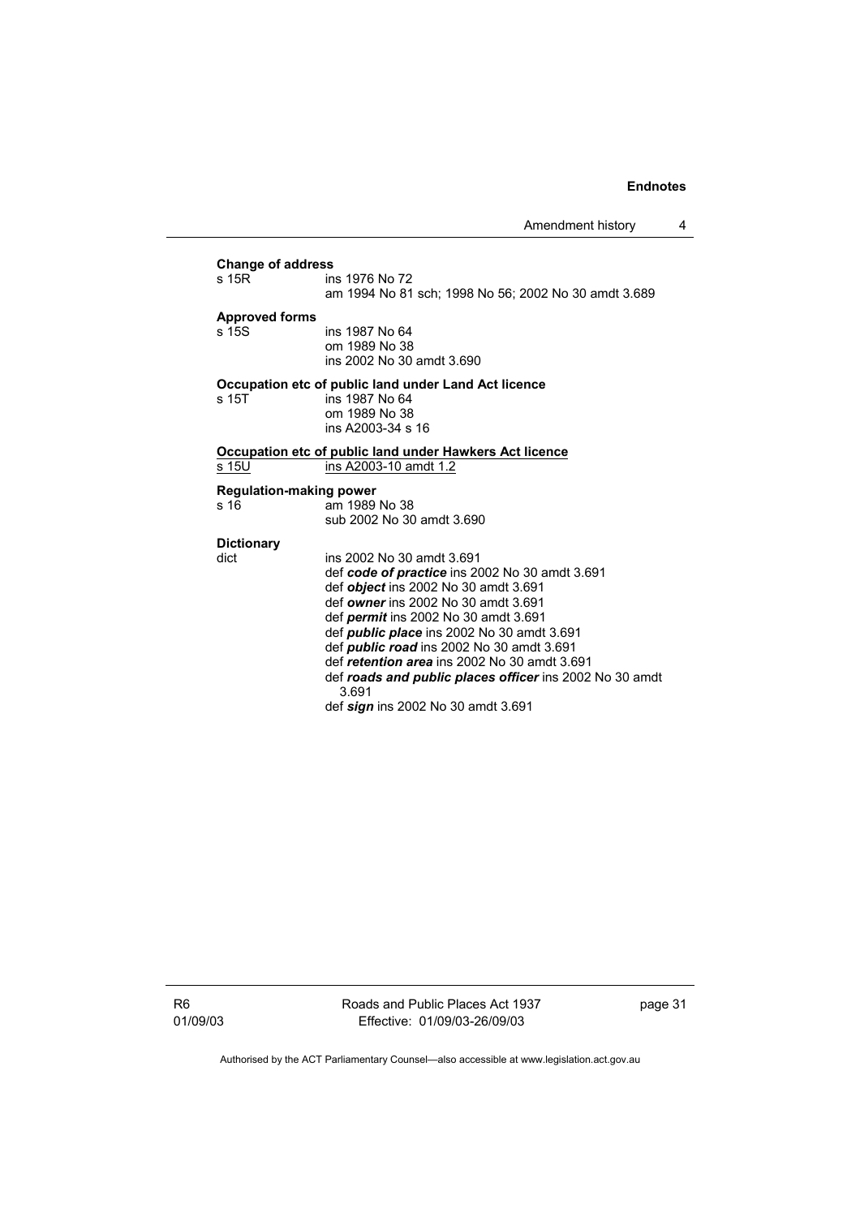**Change of address**

s 15R ins 1976 No 72
am 1994 No 81 sch; 1998 No 56; 2002 No 30 amdt 3.689

**Approved forms**

s 15S ins 1987 No 64
om 1989 No 38
ins 2002 No 30 amdt 3.690

**Occupation etc of public land under Land Act licence**

s 15T ins 1987 No 64
om 1989 No 38
ins A2003-34 s 16

**Occupation etc of public land under Hawkers Act licence**

s 15U ins A2003-10 amdt 1.2

**Regulation-making power**

s 16 am 1989 No 38
sub 2002 No 30 amdt 3.690

**Dictionary**

dict ins 2002 No 30 amdt 3.691
def ***code of practice*** ins 2002 No 30 amdt 3.691
def ***object*** ins 2002 No 30 amdt 3.691
def ***owner*** ins 2002 No 30 amdt 3.691
def ***permit*** ins 2002 No 30 amdt 3.691
def ***public place*** ins 2002 No 30 amdt 3.691
def ***public road*** ins 2002 No 30 amdt 3.691
def ***retention area*** ins 2002 No 30 amdt 3.691
def ***roads and public places officer*** ins 2002 No 30 amdt 3.691
def ***sign*** ins 2002 No 30 amdt 3.691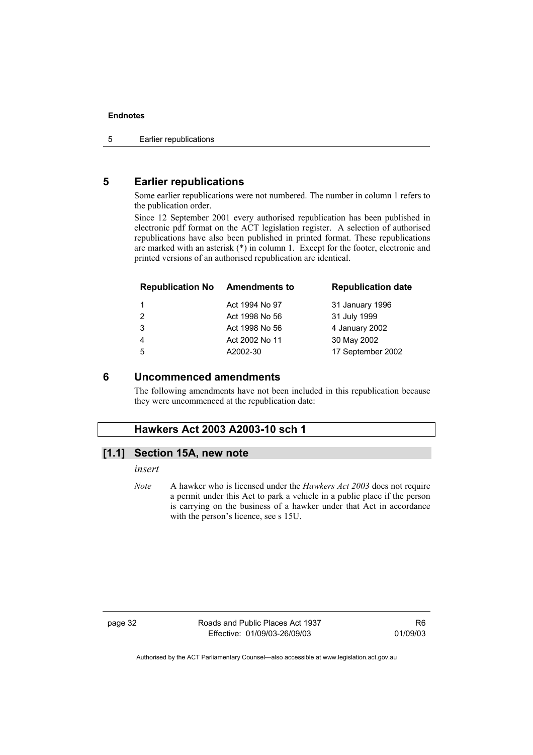## 5 Earlier republications

Some earlier republications were not numbered. The number in column 1 refers to the publication order.

Since 12 September 2001 every authorised republication has been published in electronic pdf format on the ACT legislation register. A selection of authorised republications have also been published in printed format. These republications are marked with an asterisk (*) in column 1. Except for the footer, electronic and printed versions of an authorised republication are identical.

| Republication No | Amendments to | Republication date |
|---|---|---|
| 1 | Act 1994 No 97 | 31 January 1996 |
| 2 | Act 1998 No 56 | 31 July 1999 |
| 3 | Act 1998 No 56 | 4 January 2002 |
| 4 | Act 2002 No 11 | 30 May 2002 |
| 5 | A2002-30 | 17 September 2002 |

## 6 Uncommenced amendments

The following amendments have not been included in this republication because they were uncommenced at the republication date:

### Hawkers Act 2003 A2003-10 sch 1

### [1.1] Section 15A, new note

*insert*

*Note* A hawker who is licensed under the *Hawkers Act 2003* does not require a permit under this Act to park a vehicle in a public place if the person is carrying on the business of a hawker under that Act in accordance with the person's licence, see s 15U.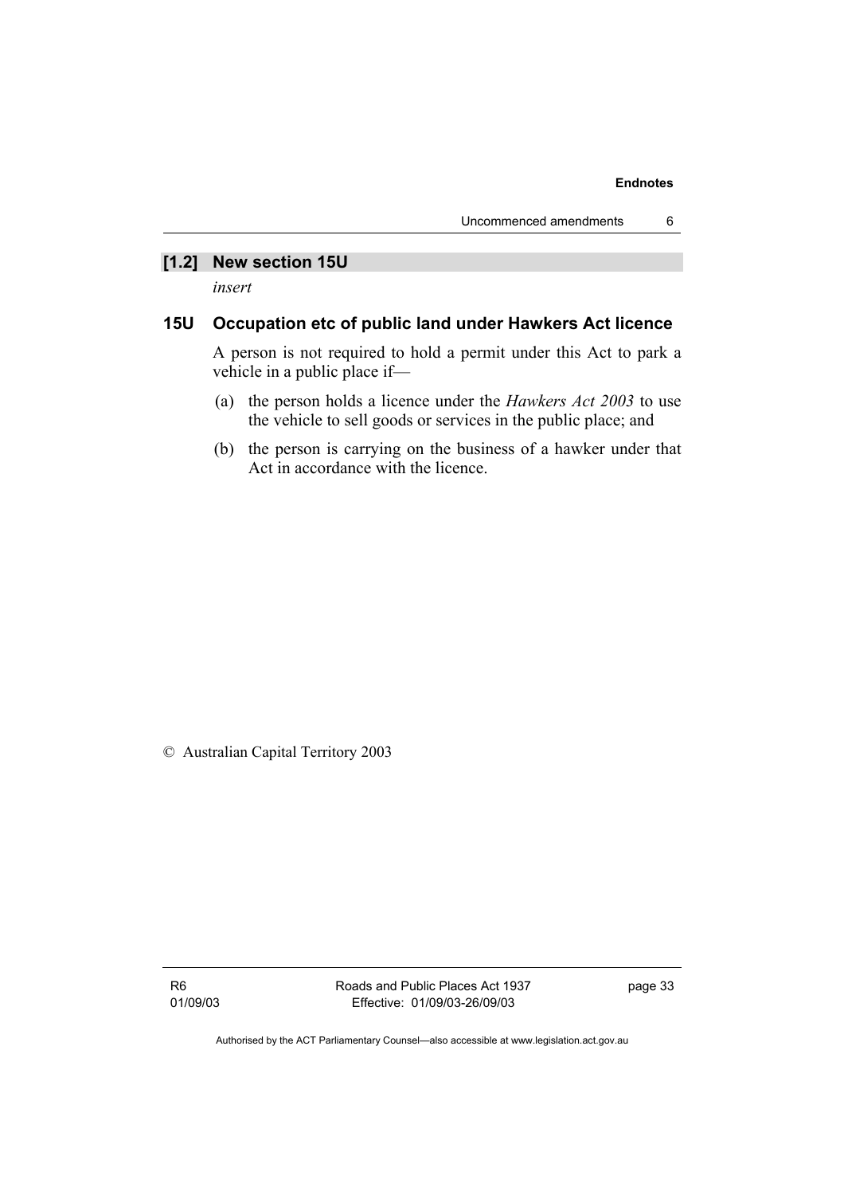## [1.2] New section 15U

*insert*

### 15U Occupation etc of public land under Hawkers Act licence

A person is not required to hold a permit under this Act to park a vehicle in a public place if—

(a) the person holds a licence under the *Hawkers Act 2003* to use the vehicle to sell goods or services in the public place; and

(b) the person is carrying on the business of a hawker under that Act in accordance with the licence.

© Australian Capital Territory 2003